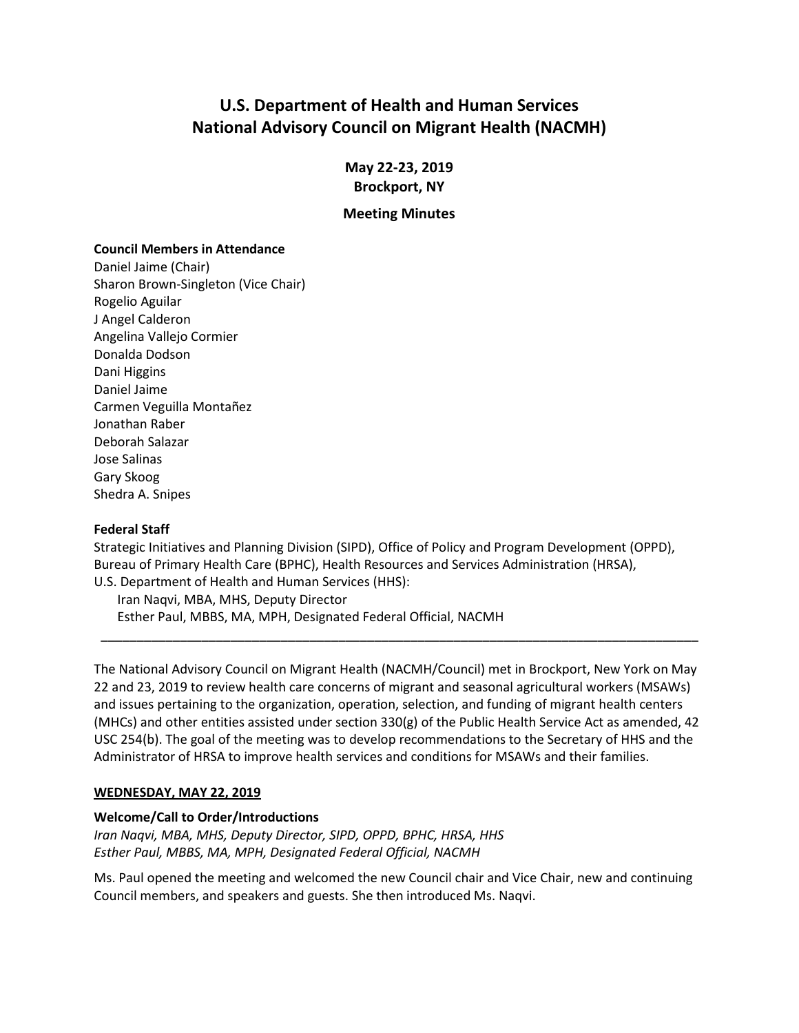# U.S. Department of Health and Human Services
# National Advisory Council on Migrant Health (NACMH)

**May 22-23, 2019**
**Brockport, NY**

**Meeting Minutes**

**Council Members in Attendance**

Daniel Jaime (Chair)
Sharon Brown-Singleton (Vice Chair)
Rogelio Aguilar
J Angel Calderon
Angelina Vallejo Cormier
Donalda Dodson
Dani Higgins
Daniel Jaime
Carmen Veguilla Montañez
Jonathan Raber
Deborah Salazar
Jose Salinas
Gary Skoog
Shedra A. Snipes

**Federal Staff**

Strategic Initiatives and Planning Division (SIPD), Office of Policy and Program Development (OPPD), Bureau of Primary Health Care (BPHC), Health Resources and Services Administration (HRSA), U.S. Department of Health and Human Services (HHS):

Iran Naqvi, MBA, MHS, Deputy Director
Esther Paul, MBBS, MA, MPH, Designated Federal Official, NACMH

---

The National Advisory Council on Migrant Health (NACMH/Council) met in Brockport, New York on May 22 and 23, 2019 to review health care concerns of migrant and seasonal agricultural workers (MSAWs) and issues pertaining to the organization, operation, selection, and funding of migrant health centers (MHCs) and other entities assisted under section 330(g) of the Public Health Service Act as amended, 42 USC 254(b). The goal of the meeting was to develop recommendations to the Secretary of HHS and the Administrator of HRSA to improve health services and conditions for MSAWs and their families.

## WEDNESDAY, MAY 22, 2019

### Welcome/Call to Order/Introductions

*Iran Naqvi, MBA, MHS, Deputy Director, SIPD, OPPD, BPHC, HRSA, HHS*
*Esther Paul, MBBS, MA, MPH, Designated Federal Official, NACMH*

Ms. Paul opened the meeting and welcomed the new Council chair and Vice Chair, new and continuing Council members, and speakers and guests. She then introduced Ms. Naqvi.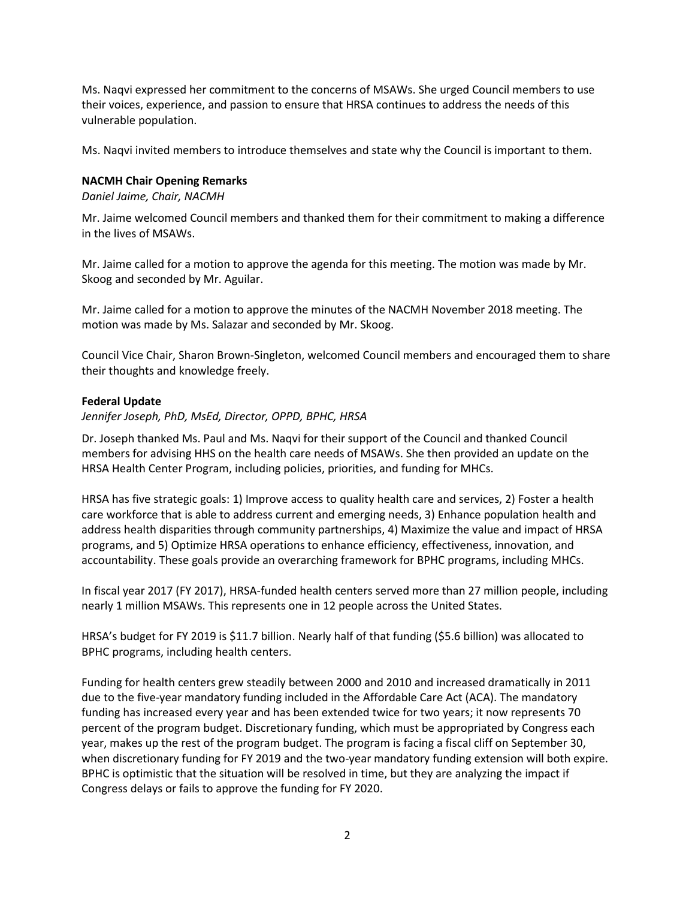Ms. Naqvi expressed her commitment to the concerns of MSAWs. She urged Council members to use their voices, experience, and passion to ensure that HRSA continues to address the needs of this vulnerable population.

Ms. Naqvi invited members to introduce themselves and state why the Council is important to them.

**NACMH Chair Opening Remarks**

*Daniel Jaime, Chair, NACMH*

Mr. Jaime welcomed Council members and thanked them for their commitment to making a difference in the lives of MSAWs.

Mr. Jaime called for a motion to approve the agenda for this meeting. The motion was made by Mr. Skoog and seconded by Mr. Aguilar.

Mr. Jaime called for a motion to approve the minutes of the NACMH November 2018 meeting. The motion was made by Ms. Salazar and seconded by Mr. Skoog.

Council Vice Chair, Sharon Brown-Singleton, welcomed Council members and encouraged them to share their thoughts and knowledge freely.

**Federal Update**

*Jennifer Joseph, PhD, MsEd, Director, OPPD, BPHC, HRSA*

Dr. Joseph thanked Ms. Paul and Ms. Naqvi for their support of the Council and thanked Council members for advising HHS on the health care needs of MSAWs. She then provided an update on the HRSA Health Center Program, including policies, priorities, and funding for MHCs.

HRSA has five strategic goals: 1) Improve access to quality health care and services, 2) Foster a health care workforce that is able to address current and emerging needs, 3) Enhance population health and address health disparities through community partnerships, 4) Maximize the value and impact of HRSA programs, and 5) Optimize HRSA operations to enhance efficiency, effectiveness, innovation, and accountability. These goals provide an overarching framework for BPHC programs, including MHCs.

In fiscal year 2017 (FY 2017), HRSA-funded health centers served more than 27 million people, including nearly 1 million MSAWs. This represents one in 12 people across the United States.

HRSA's budget for FY 2019 is $11.7 billion. Nearly half of that funding ($5.6 billion) was allocated to BPHC programs, including health centers.

Funding for health centers grew steadily between 2000 and 2010 and increased dramatically in 2011 due to the five-year mandatory funding included in the Affordable Care Act (ACA). The mandatory funding has increased every year and has been extended twice for two years; it now represents 70 percent of the program budget. Discretionary funding, which must be appropriated by Congress each year, makes up the rest of the program budget. The program is facing a fiscal cliff on September 30, when discretionary funding for FY 2019 and the two-year mandatory funding extension will both expire. BPHC is optimistic that the situation will be resolved in time, but they are analyzing the impact if Congress delays or fails to approve the funding for FY 2020.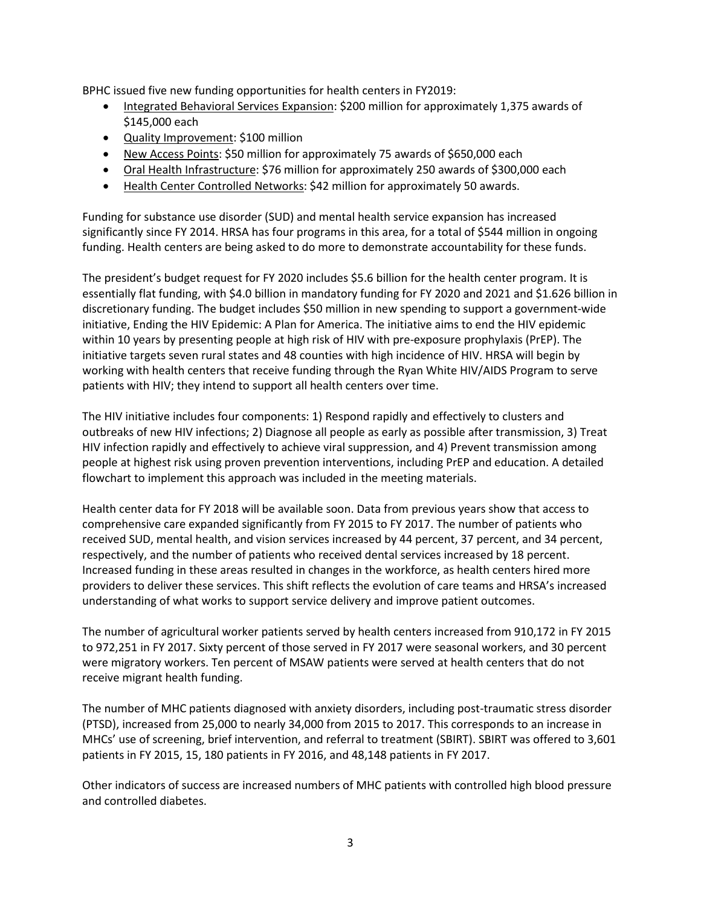BPHC issued five new funding opportunities for health centers in FY2019:

- <u>Integrated Behavioral Services Expansion</u>: $200 million for approximately 1,375 awards of $145,000 each
- <u>Quality Improvement</u>: $100 million
- <u>New Access Points</u>: $50 million for approximately 75 awards of $650,000 each
- <u>Oral Health Infrastructure</u>: $76 million for approximately 250 awards of $300,000 each
- <u>Health Center Controlled Networks</u>: $42 million for approximately 50 awards.

Funding for substance use disorder (SUD) and mental health service expansion has increased significantly since FY 2014. HRSA has four programs in this area, for a total of $544 million in ongoing funding. Health centers are being asked to do more to demonstrate accountability for these funds.

The president's budget request for FY 2020 includes $5.6 billion for the health center program. It is essentially flat funding, with $4.0 billion in mandatory funding for FY 2020 and 2021 and $1.626 billion in discretionary funding. The budget includes $50 million in new spending to support a government-wide initiative, Ending the HIV Epidemic: A Plan for America. The initiative aims to end the HIV epidemic within 10 years by presenting people at high risk of HIV with pre-exposure prophylaxis (PrEP). The initiative targets seven rural states and 48 counties with high incidence of HIV. HRSA will begin by working with health centers that receive funding through the Ryan White HIV/AIDS Program to serve patients with HIV; they intend to support all health centers over time.

The HIV initiative includes four components: 1) Respond rapidly and effectively to clusters and outbreaks of new HIV infections; 2) Diagnose all people as early as possible after transmission, 3) Treat HIV infection rapidly and effectively to achieve viral suppression, and 4) Prevent transmission among people at highest risk using proven prevention interventions, including PrEP and education. A detailed flowchart to implement this approach was included in the meeting materials.

Health center data for FY 2018 will be available soon. Data from previous years show that access to comprehensive care expanded significantly from FY 2015 to FY 2017. The number of patients who received SUD, mental health, and vision services increased by 44 percent, 37 percent, and 34 percent, respectively, and the number of patients who received dental services increased by 18 percent. Increased funding in these areas resulted in changes in the workforce, as health centers hired more providers to deliver these services. This shift reflects the evolution of care teams and HRSA's increased understanding of what works to support service delivery and improve patient outcomes.

The number of agricultural worker patients served by health centers increased from 910,172 in FY 2015 to 972,251 in FY 2017. Sixty percent of those served in FY 2017 were seasonal workers, and 30 percent were migratory workers. Ten percent of MSAW patients were served at health centers that do not receive migrant health funding.

The number of MHC patients diagnosed with anxiety disorders, including post-traumatic stress disorder (PTSD), increased from 25,000 to nearly 34,000 from 2015 to 2017. This corresponds to an increase in MHCs' use of screening, brief intervention, and referral to treatment (SBIRT). SBIRT was offered to 3,601 patients in FY 2015, 15, 180 patients in FY 2016, and 48,148 patients in FY 2017.

Other indicators of success are increased numbers of MHC patients with controlled high blood pressure and controlled diabetes.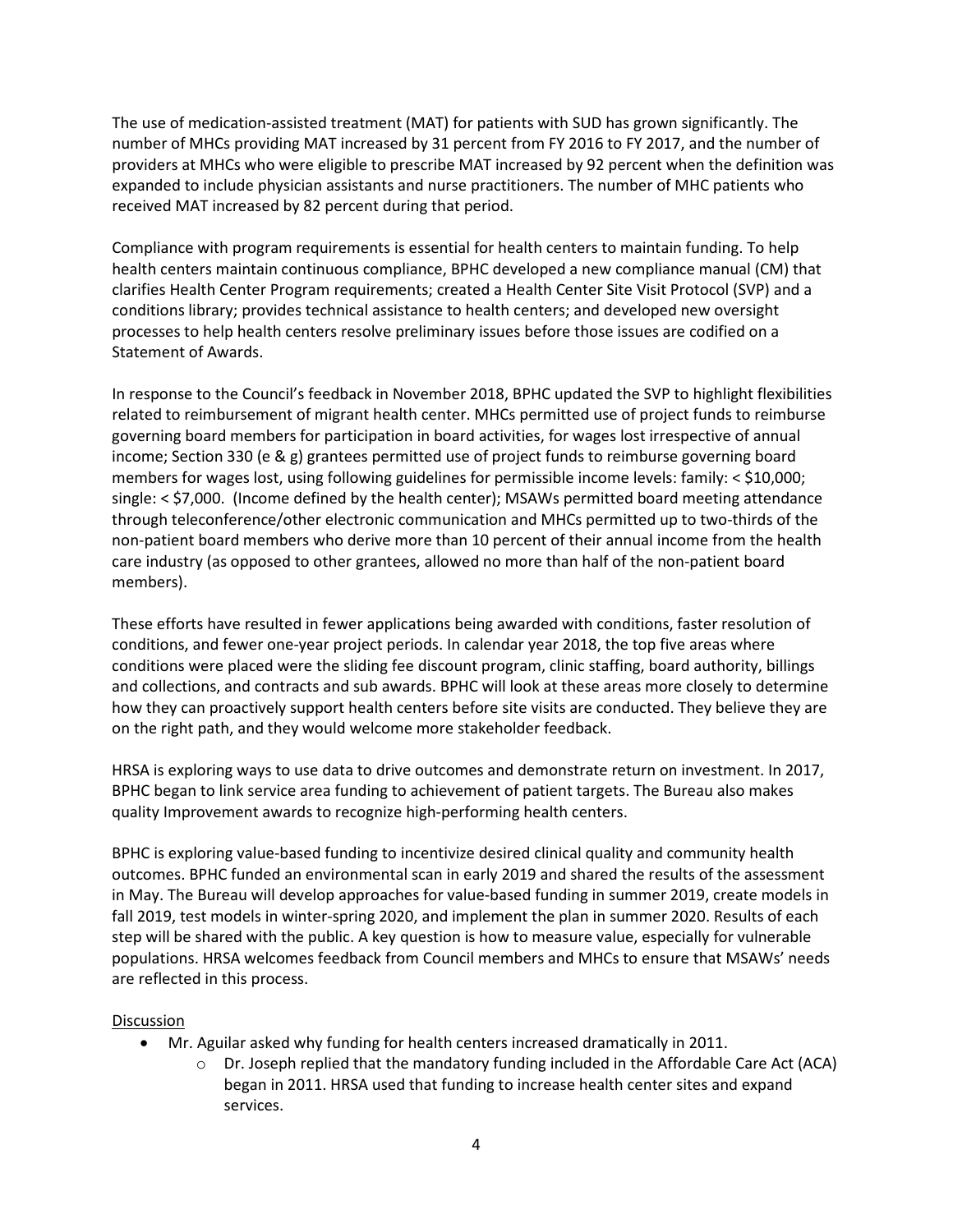The use of medication-assisted treatment (MAT) for patients with SUD has grown significantly. The number of MHCs providing MAT increased by 31 percent from FY 2016 to FY 2017, and the number of providers at MHCs who were eligible to prescribe MAT increased by 92 percent when the definition was expanded to include physician assistants and nurse practitioners. The number of MHC patients who received MAT increased by 82 percent during that period.

Compliance with program requirements is essential for health centers to maintain funding. To help health centers maintain continuous compliance, BPHC developed a new compliance manual (CM) that clarifies Health Center Program requirements; created a Health Center Site Visit Protocol (SVP) and a conditions library; provides technical assistance to health centers; and developed new oversight processes to help health centers resolve preliminary issues before those issues are codified on a Statement of Awards.

In response to the Council's feedback in November 2018, BPHC updated the SVP to highlight flexibilities related to reimbursement of migrant health center. MHCs permitted use of project funds to reimburse governing board members for participation in board activities, for wages lost irrespective of annual income; Section 330 (e & g) grantees permitted use of project funds to reimburse governing board members for wages lost, using following guidelines for permissible income levels: family: < $10,000; single: < $7,000. (Income defined by the health center); MSAWs permitted board meeting attendance through teleconference/other electronic communication and MHCs permitted up to two-thirds of the non-patient board members who derive more than 10 percent of their annual income from the health care industry (as opposed to other grantees, allowed no more than half of the non-patient board members).

These efforts have resulted in fewer applications being awarded with conditions, faster resolution of conditions, and fewer one-year project periods. In calendar year 2018, the top five areas where conditions were placed were the sliding fee discount program, clinic staffing, board authority, billings and collections, and contracts and sub awards. BPHC will look at these areas more closely to determine how they can proactively support health centers before site visits are conducted. They believe they are on the right path, and they would welcome more stakeholder feedback.

HRSA is exploring ways to use data to drive outcomes and demonstrate return on investment. In 2017, BPHC began to link service area funding to achievement of patient targets. The Bureau also makes quality Improvement awards to recognize high-performing health centers.

BPHC is exploring value-based funding to incentivize desired clinical quality and community health outcomes. BPHC funded an environmental scan in early 2019 and shared the results of the assessment in May. The Bureau will develop approaches for value-based funding in summer 2019, create models in fall 2019, test models in winter-spring 2020, and implement the plan in summer 2020. Results of each step will be shared with the public. A key question is how to measure value, especially for vulnerable populations. HRSA welcomes feedback from Council members and MHCs to ensure that MSAWs' needs are reflected in this process.

Discussion

- Mr. Aguilar asked why funding for health centers increased dramatically in 2011.
    - Dr. Joseph replied that the mandatory funding included in the Affordable Care Act (ACA) began in 2011. HRSA used that funding to increase health center sites and expand services.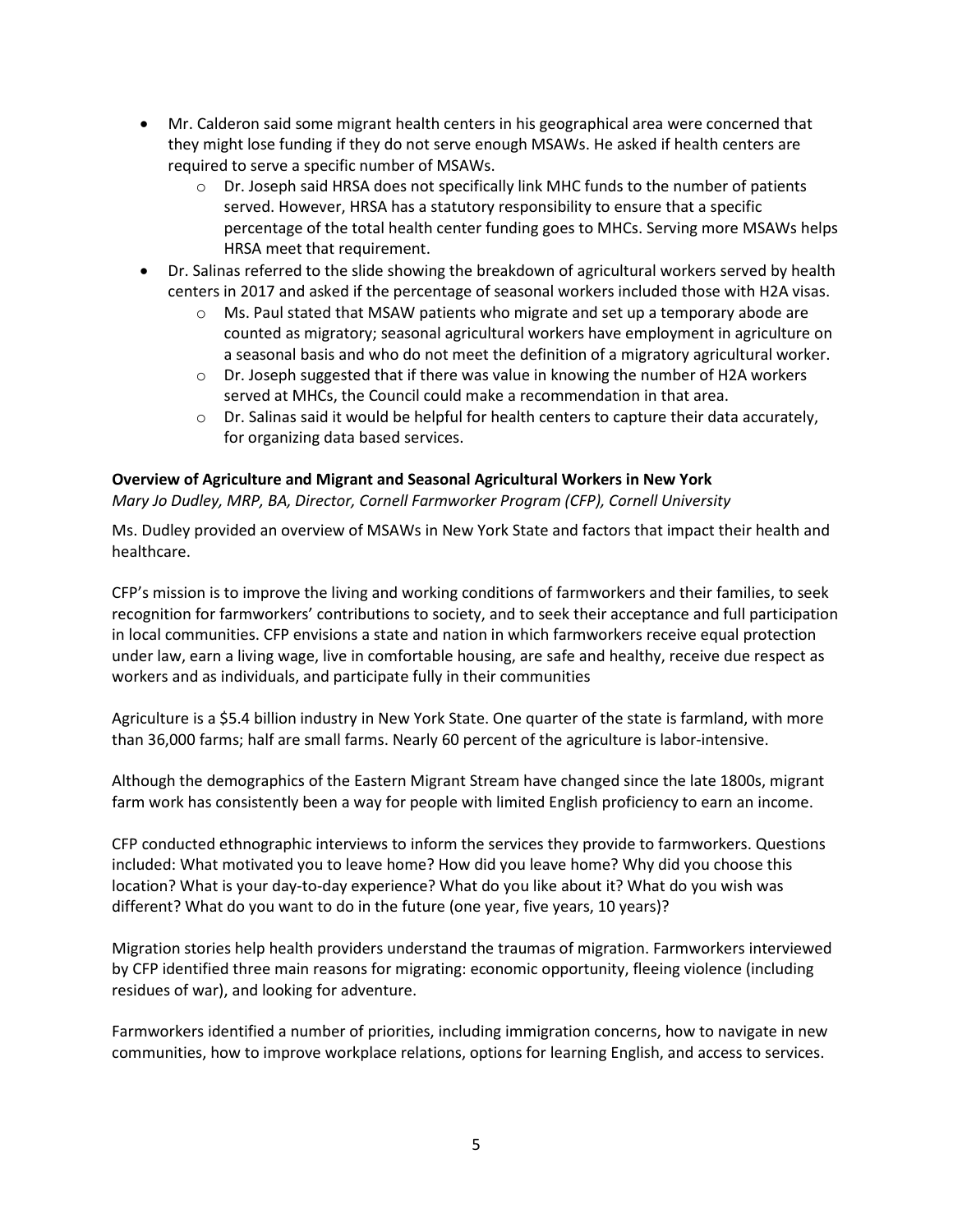- Mr. Calderon said some migrant health centers in his geographical area were concerned that they might lose funding if they do not serve enough MSAWs. He asked if health centers are required to serve a specific number of MSAWs.
    - Dr. Joseph said HRSA does not specifically link MHC funds to the number of patients served. However, HRSA has a statutory responsibility to ensure that a specific percentage of the total health center funding goes to MHCs. Serving more MSAWs helps HRSA meet that requirement.
- Dr. Salinas referred to the slide showing the breakdown of agricultural workers served by health centers in 2017 and asked if the percentage of seasonal workers included those with H2A visas.
    - Ms. Paul stated that MSAW patients who migrate and set up a temporary abode are counted as migratory; seasonal agricultural workers have employment in agriculture on a seasonal basis and who do not meet the definition of a migratory agricultural worker.
    - Dr. Joseph suggested that if there was value in knowing the number of H2A workers served at MHCs, the Council could make a recommendation in that area.
    - Dr. Salinas said it would be helpful for health centers to capture their data accurately, for organizing data based services.

**Overview of Agriculture and Migrant and Seasonal Agricultural Workers in New York**

*Mary Jo Dudley, MRP, BA, Director, Cornell Farmworker Program (CFP), Cornell University*

Ms. Dudley provided an overview of MSAWs in New York State and factors that impact their health and healthcare.

CFP's mission is to improve the living and working conditions of farmworkers and their families, to seek recognition for farmworkers' contributions to society, and to seek their acceptance and full participation in local communities. CFP envisions a state and nation in which farmworkers receive equal protection under law, earn a living wage, live in comfortable housing, are safe and healthy, receive due respect as workers and as individuals, and participate fully in their communities

Agriculture is a $5.4 billion industry in New York State. One quarter of the state is farmland, with more than 36,000 farms; half are small farms. Nearly 60 percent of the agriculture is labor-intensive.

Although the demographics of the Eastern Migrant Stream have changed since the late 1800s, migrant farm work has consistently been a way for people with limited English proficiency to earn an income.

CFP conducted ethnographic interviews to inform the services they provide to farmworkers. Questions included: What motivated you to leave home? How did you leave home? Why did you choose this location? What is your day-to-day experience? What do you like about it? What do you wish was different? What do you want to do in the future (one year, five years, 10 years)?

Migration stories help health providers understand the traumas of migration. Farmworkers interviewed by CFP identified three main reasons for migrating: economic opportunity, fleeing violence (including residues of war), and looking for adventure.

Farmworkers identified a number of priorities, including immigration concerns, how to navigate in new communities, how to improve workplace relations, options for learning English, and access to services.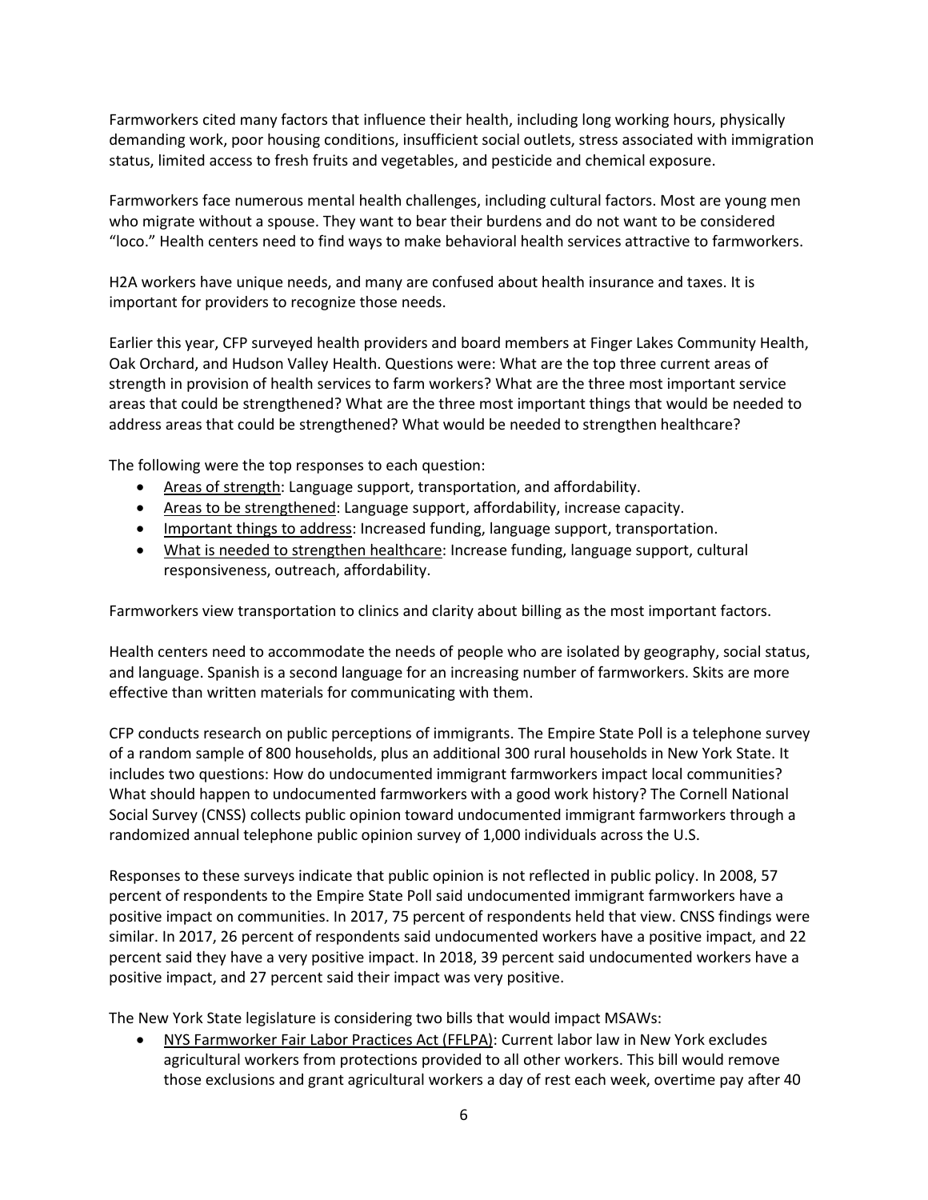Farmworkers cited many factors that influence their health, including long working hours, physically demanding work, poor housing conditions, insufficient social outlets, stress associated with immigration status, limited access to fresh fruits and vegetables, and pesticide and chemical exposure.

Farmworkers face numerous mental health challenges, including cultural factors. Most are young men who migrate without a spouse. They want to bear their burdens and do not want to be considered "loco." Health centers need to find ways to make behavioral health services attractive to farmworkers.

H2A workers have unique needs, and many are confused about health insurance and taxes. It is important for providers to recognize those needs.

Earlier this year, CFP surveyed health providers and board members at Finger Lakes Community Health, Oak Orchard, and Hudson Valley Health. Questions were: What are the top three current areas of strength in provision of health services to farm workers? What are the three most important service areas that could be strengthened? What are the three most important things that would be needed to address areas that could be strengthened? What would be needed to strengthen healthcare?

The following were the top responses to each question:

- Areas of strength: Language support, transportation, and affordability.
- Areas to be strengthened: Language support, affordability, increase capacity.
- Important things to address: Increased funding, language support, transportation.
- What is needed to strengthen healthcare: Increase funding, language support, cultural responsiveness, outreach, affordability.

Farmworkers view transportation to clinics and clarity about billing as the most important factors.

Health centers need to accommodate the needs of people who are isolated by geography, social status, and language. Spanish is a second language for an increasing number of farmworkers. Skits are more effective than written materials for communicating with them.

CFP conducts research on public perceptions of immigrants. The Empire State Poll is a telephone survey of a random sample of 800 households, plus an additional 300 rural households in New York State. It includes two questions: How do undocumented immigrant farmworkers impact local communities? What should happen to undocumented farmworkers with a good work history? The Cornell National Social Survey (CNSS) collects public opinion toward undocumented immigrant farmworkers through a randomized annual telephone public opinion survey of 1,000 individuals across the U.S.

Responses to these surveys indicate that public opinion is not reflected in public policy. In 2008, 57 percent of respondents to the Empire State Poll said undocumented immigrant farmworkers have a positive impact on communities. In 2017, 75 percent of respondents held that view. CNSS findings were similar. In 2017, 26 percent of respondents said undocumented workers have a positive impact, and 22 percent said they have a very positive impact. In 2018, 39 percent said undocumented workers have a positive impact, and 27 percent said their impact was very positive.

The New York State legislature is considering two bills that would impact MSAWs:

- NYS Farmworker Fair Labor Practices Act (FFLPA): Current labor law in New York excludes agricultural workers from protections provided to all other workers. This bill would remove those exclusions and grant agricultural workers a day of rest each week, overtime pay after 40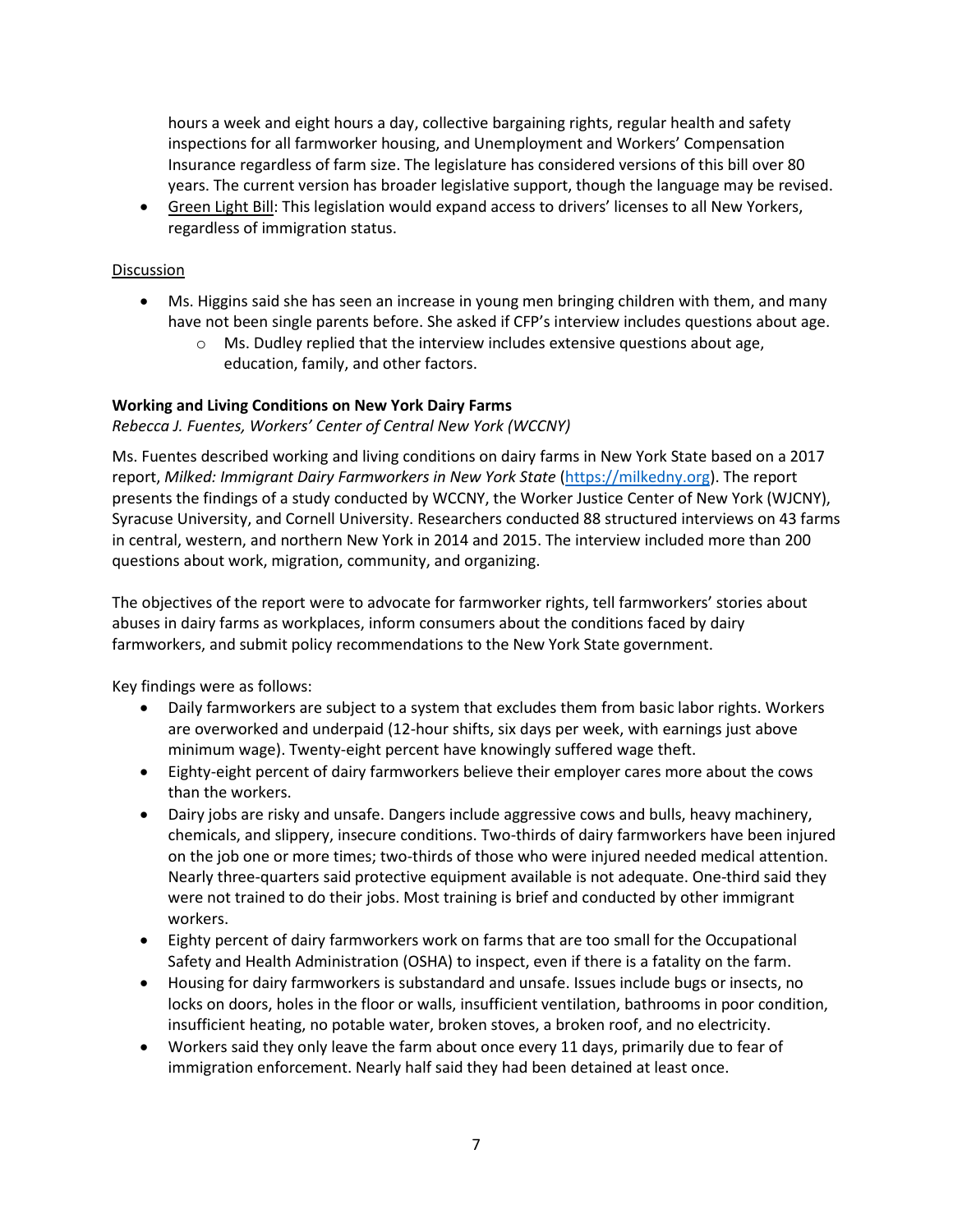hours a week and eight hours a day, collective bargaining rights, regular health and safety inspections for all farmworker housing, and Unemployment and Workers' Compensation Insurance regardless of farm size. The legislature has considered versions of this bill over 80 years. The current version has broader legislative support, though the language may be revised.

- Green Light Bill: This legislation would expand access to drivers' licenses to all New Yorkers, regardless of immigration status.

Discussion

- Ms. Higgins said she has seen an increase in young men bringing children with them, and many have not been single parents before. She asked if CFP's interview includes questions about age.
  - Ms. Dudley replied that the interview includes extensive questions about age, education, family, and other factors.

**Working and Living Conditions on New York Dairy Farms**

*Rebecca J. Fuentes, Workers' Center of Central New York (WCCNY)*

Ms. Fuentes described working and living conditions on dairy farms in New York State based on a 2017 report, *Milked: Immigrant Dairy Farmworkers in New York State* (https://milkedny.org). The report presents the findings of a study conducted by WCCNY, the Worker Justice Center of New York (WJCNY), Syracuse University, and Cornell University. Researchers conducted 88 structured interviews on 43 farms in central, western, and northern New York in 2014 and 2015. The interview included more than 200 questions about work, migration, community, and organizing.

The objectives of the report were to advocate for farmworker rights, tell farmworkers' stories about abuses in dairy farms as workplaces, inform consumers about the conditions faced by dairy farmworkers, and submit policy recommendations to the New York State government.

Key findings were as follows:

- Daily farmworkers are subject to a system that excludes them from basic labor rights. Workers are overworked and underpaid (12-hour shifts, six days per week, with earnings just above minimum wage). Twenty-eight percent have knowingly suffered wage theft.
- Eighty-eight percent of dairy farmworkers believe their employer cares more about the cows than the workers.
- Dairy jobs are risky and unsafe. Dangers include aggressive cows and bulls, heavy machinery, chemicals, and slippery, insecure conditions. Two-thirds of dairy farmworkers have been injured on the job one or more times; two-thirds of those who were injured needed medical attention. Nearly three-quarters said protective equipment available is not adequate. One-third said they were not trained to do their jobs. Most training is brief and conducted by other immigrant workers.
- Eighty percent of dairy farmworkers work on farms that are too small for the Occupational Safety and Health Administration (OSHA) to inspect, even if there is a fatality on the farm.
- Housing for dairy farmworkers is substandard and unsafe. Issues include bugs or insects, no locks on doors, holes in the floor or walls, insufficient ventilation, bathrooms in poor condition, insufficient heating, no potable water, broken stoves, a broken roof, and no electricity.
- Workers said they only leave the farm about once every 11 days, primarily due to fear of immigration enforcement. Nearly half said they had been detained at least once.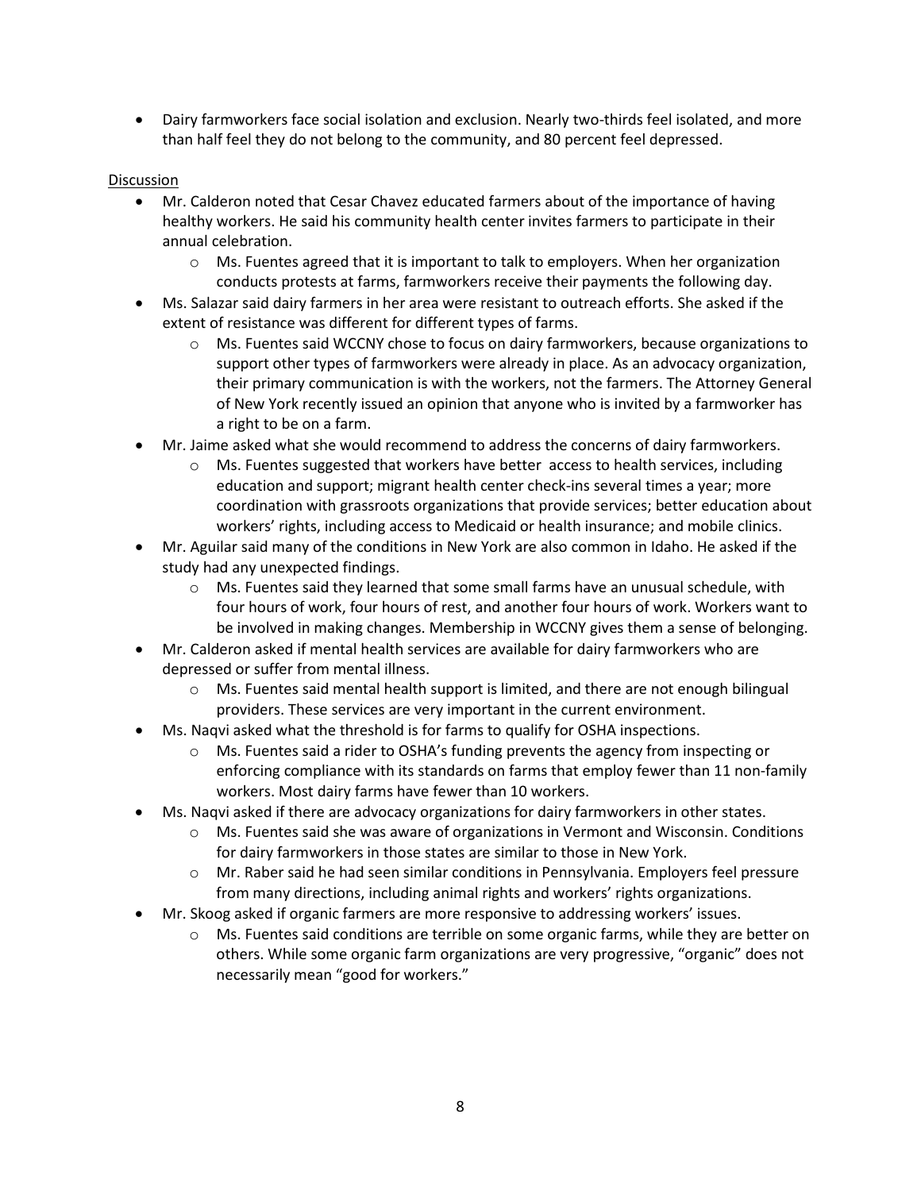- Dairy farmworkers face social isolation and exclusion. Nearly two-thirds feel isolated, and more than half feel they do not belong to the community, and 80 percent feel depressed.

Discussion

- Mr. Calderon noted that Cesar Chavez educated farmers about of the importance of having healthy workers. He said his community health center invites farmers to participate in their annual celebration.
  - Ms. Fuentes agreed that it is important to talk to employers. When her organization conducts protests at farms, farmworkers receive their payments the following day.
- Ms. Salazar said dairy farmers in her area were resistant to outreach efforts. She asked if the extent of resistance was different for different types of farms.
  - Ms. Fuentes said WCCNY chose to focus on dairy farmworkers, because organizations to support other types of farmworkers were already in place. As an advocacy organization, their primary communication is with the workers, not the farmers. The Attorney General of New York recently issued an opinion that anyone who is invited by a farmworker has a right to be on a farm.
- Mr. Jaime asked what she would recommend to address the concerns of dairy farmworkers.
  - Ms. Fuentes suggested that workers have better access to health services, including education and support; migrant health center check-ins several times a year; more coordination with grassroots organizations that provide services; better education about workers' rights, including access to Medicaid or health insurance; and mobile clinics.
- Mr. Aguilar said many of the conditions in New York are also common in Idaho. He asked if the study had any unexpected findings.
  - Ms. Fuentes said they learned that some small farms have an unusual schedule, with four hours of work, four hours of rest, and another four hours of work. Workers want to be involved in making changes. Membership in WCCNY gives them a sense of belonging.
- Mr. Calderon asked if mental health services are available for dairy farmworkers who are depressed or suffer from mental illness.
  - Ms. Fuentes said mental health support is limited, and there are not enough bilingual providers. These services are very important in the current environment.
- Ms. Naqvi asked what the threshold is for farms to qualify for OSHA inspections.
  - Ms. Fuentes said a rider to OSHA's funding prevents the agency from inspecting or enforcing compliance with its standards on farms that employ fewer than 11 non-family workers. Most dairy farms have fewer than 10 workers.
- Ms. Naqvi asked if there are advocacy organizations for dairy farmworkers in other states.
  - Ms. Fuentes said she was aware of organizations in Vermont and Wisconsin. Conditions for dairy farmworkers in those states are similar to those in New York.
  - Mr. Raber said he had seen similar conditions in Pennsylvania. Employers feel pressure from many directions, including animal rights and workers' rights organizations.
- Mr. Skoog asked if organic farmers are more responsive to addressing workers' issues.
  - Ms. Fuentes said conditions are terrible on some organic farms, while they are better on others. While some organic farm organizations are very progressive, "organic" does not necessarily mean "good for workers."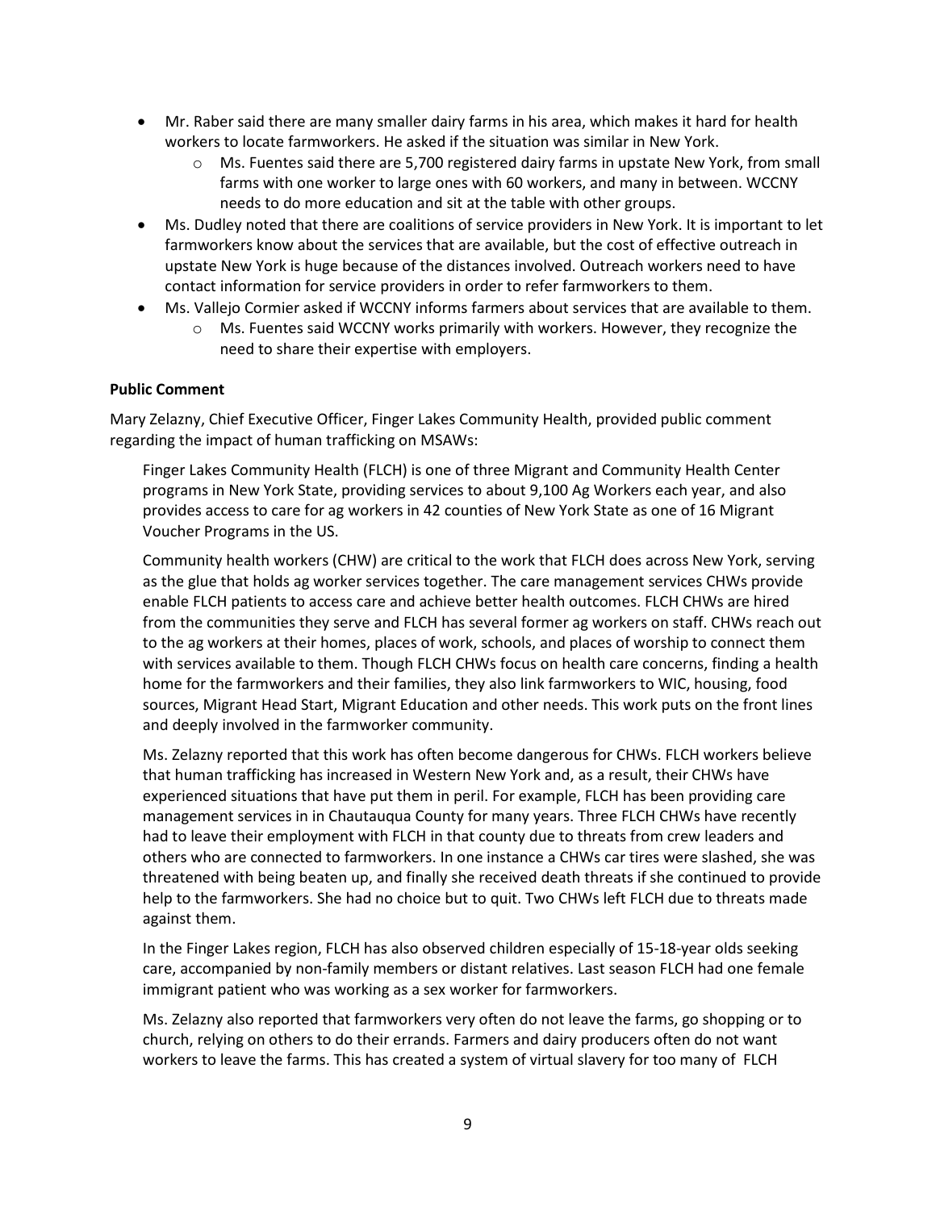- Mr. Raber said there are many smaller dairy farms in his area, which makes it hard for health workers to locate farmworkers. He asked if the situation was similar in New York.
    - Ms. Fuentes said there are 5,700 registered dairy farms in upstate New York, from small farms with one worker to large ones with 60 workers, and many in between. WCCNY needs to do more education and sit at the table with other groups.
- Ms. Dudley noted that there are coalitions of service providers in New York. It is important to let farmworkers know about the services that are available, but the cost of effective outreach in upstate New York is huge because of the distances involved. Outreach workers need to have contact information for service providers in order to refer farmworkers to them.
- Ms. Vallejo Cormier asked if WCCNY informs farmers about services that are available to them.
    - Ms. Fuentes said WCCNY works primarily with workers. However, they recognize the need to share their expertise with employers.

**Public Comment**

Mary Zelazny, Chief Executive Officer, Finger Lakes Community Health, provided public comment regarding the impact of human trafficking on MSAWs:

> Finger Lakes Community Health (FLCH) is one of three Migrant and Community Health Center programs in New York State, providing services to about 9,100 Ag Workers each year, and also provides access to care for ag workers in 42 counties of New York State as one of 16 Migrant Voucher Programs in the US.
>
> Community health workers (CHW) are critical to the work that FLCH does across New York, serving as the glue that holds ag worker services together. The care management services CHWs provide enable FLCH patients to access care and achieve better health outcomes. FLCH CHWs are hired from the communities they serve and FLCH has several former ag workers on staff. CHWs reach out to the ag workers at their homes, places of work, schools, and places of worship to connect them with services available to them. Though FLCH CHWs focus on health care concerns, finding a health home for the farmworkers and their families, they also link farmworkers to WIC, housing, food sources, Migrant Head Start, Migrant Education and other needs. This work puts on the front lines and deeply involved in the farmworker community.
>
> Ms. Zelazny reported that this work has often become dangerous for CHWs. FLCH workers believe that human trafficking has increased in Western New York and, as a result, their CHWs have experienced situations that have put them in peril. For example, FLCH has been providing care management services in in Chautauqua County for many years. Three FLCH CHWs have recently had to leave their employment with FLCH in that county due to threats from crew leaders and others who are connected to farmworkers. In one instance a CHWs car tires were slashed, she was threatened with being beaten up, and finally she received death threats if she continued to provide help to the farmworkers. She had no choice but to quit. Two CHWs left FLCH due to threats made against them.
>
> In the Finger Lakes region, FLCH has also observed children especially of 15-18-year olds seeking care, accompanied by non-family members or distant relatives. Last season FLCH had one female immigrant patient who was working as a sex worker for farmworkers.
>
> Ms. Zelazny also reported that farmworkers very often do not leave the farms, go shopping or to church, relying on others to do their errands. Farmers and dairy producers often do not want workers to leave the farms. This has created a system of virtual slavery for too many of FLCH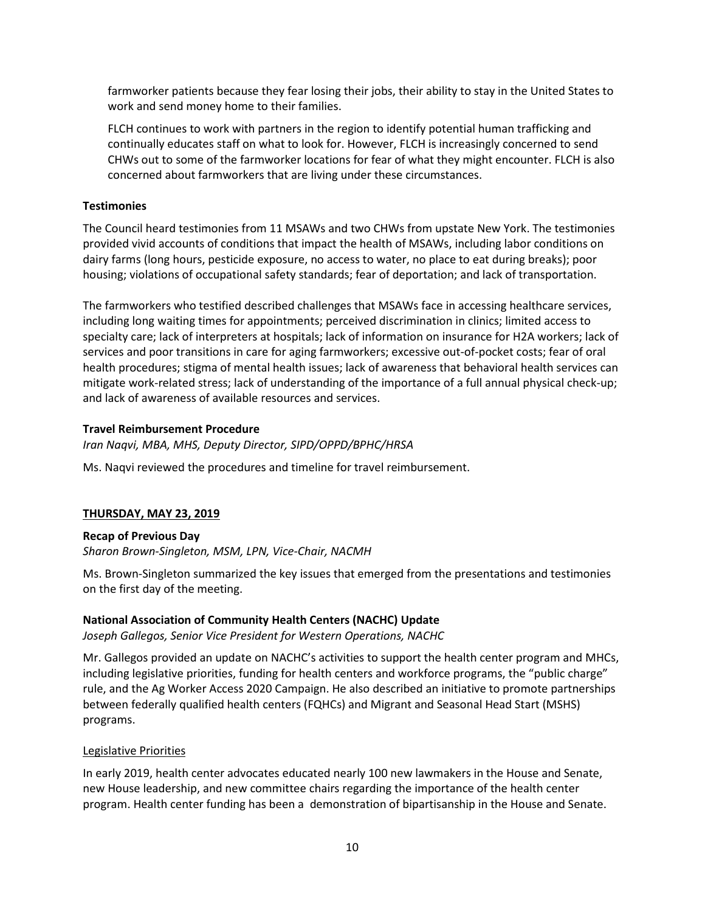farmworker patients because they fear losing their jobs, their ability to stay in the United States to work and send money home to their families.

FLCH continues to work with partners in the region to identify potential human trafficking and continually educates staff on what to look for. However, FLCH is increasingly concerned to send CHWs out to some of the farmworker locations for fear of what they might encounter. FLCH is also concerned about farmworkers that are living under these circumstances.

**Testimonies**

The Council heard testimonies from 11 MSAWs and two CHWs from upstate New York. The testimonies provided vivid accounts of conditions that impact the health of MSAWs, including labor conditions on dairy farms (long hours, pesticide exposure, no access to water, no place to eat during breaks); poor housing; violations of occupational safety standards; fear of deportation; and lack of transportation.

The farmworkers who testified described challenges that MSAWs face in accessing healthcare services, including long waiting times for appointments; perceived discrimination in clinics; limited access to specialty care; lack of interpreters at hospitals; lack of information on insurance for H2A workers; lack of services and poor transitions in care for aging farmworkers; excessive out-of-pocket costs; fear of oral health procedures; stigma of mental health issues; lack of awareness that behavioral health services can mitigate work-related stress; lack of understanding of the importance of a full annual physical check-up; and lack of awareness of available resources and services.

**Travel Reimbursement Procedure**

*Iran Naqvi, MBA, MHS, Deputy Director, SIPD/OPPD/BPHC/HRSA*

Ms. Naqvi reviewed the procedures and timeline for travel reimbursement.

## THURSDAY, MAY 23, 2019

**Recap of Previous Day**

*Sharon Brown-Singleton, MSM, LPN, Vice-Chair, NACMH*

Ms. Brown-Singleton summarized the key issues that emerged from the presentations and testimonies on the first day of the meeting.

**National Association of Community Health Centers (NACHC) Update**

*Joseph Gallegos, Senior Vice President for Western Operations, NACHC*

Mr. Gallegos provided an update on NACHC's activities to support the health center program and MHCs, including legislative priorities, funding for health centers and workforce programs, the "public charge" rule, and the Ag Worker Access 2020 Campaign. He also described an initiative to promote partnerships between federally qualified health centers (FQHCs) and Migrant and Seasonal Head Start (MSHS) programs.

Legislative Priorities

In early 2019, health center advocates educated nearly 100 new lawmakers in the House and Senate, new House leadership, and new committee chairs regarding the importance of the health center program. Health center funding has been a demonstration of bipartisanship in the House and Senate.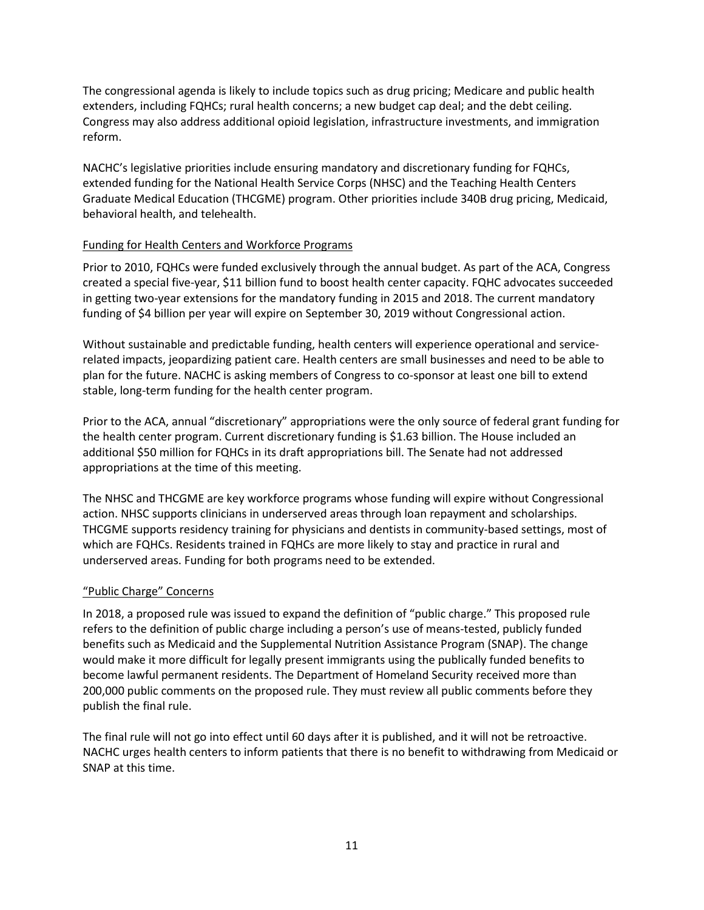The congressional agenda is likely to include topics such as drug pricing; Medicare and public health extenders, including FQHCs; rural health concerns; a new budget cap deal; and the debt ceiling. Congress may also address additional opioid legislation, infrastructure investments, and immigration reform.

NACHC's legislative priorities include ensuring mandatory and discretionary funding for FQHCs, extended funding for the National Health Service Corps (NHSC) and the Teaching Health Centers Graduate Medical Education (THCGME) program. Other priorities include 340B drug pricing, Medicaid, behavioral health, and telehealth.

### Funding for Health Centers and Workforce Programs

Prior to 2010, FQHCs were funded exclusively through the annual budget. As part of the ACA, Congress created a special five-year, $11 billion fund to boost health center capacity. FQHC advocates succeeded in getting two-year extensions for the mandatory funding in 2015 and 2018. The current mandatory funding of $4 billion per year will expire on September 30, 2019 without Congressional action.

Without sustainable and predictable funding, health centers will experience operational and service-related impacts, jeopardizing patient care. Health centers are small businesses and need to be able to plan for the future. NACHC is asking members of Congress to co-sponsor at least one bill to extend stable, long-term funding for the health center program.

Prior to the ACA, annual "discretionary" appropriations were the only source of federal grant funding for the health center program. Current discretionary funding is $1.63 billion. The House included an additional $50 million for FQHCs in its draft appropriations bill. The Senate had not addressed appropriations at the time of this meeting.

The NHSC and THCGME are key workforce programs whose funding will expire without Congressional action. NHSC supports clinicians in underserved areas through loan repayment and scholarships. THCGME supports residency training for physicians and dentists in community-based settings, most of which are FQHCs. Residents trained in FQHCs are more likely to stay and practice in rural and underserved areas. Funding for both programs need to be extended.

### "Public Charge" Concerns

In 2018, a proposed rule was issued to expand the definition of "public charge." This proposed rule refers to the definition of public charge including a person's use of means-tested, publicly funded benefits such as Medicaid and the Supplemental Nutrition Assistance Program (SNAP). The change would make it more difficult for legally present immigrants using the publically funded benefits to become lawful permanent residents. The Department of Homeland Security received more than 200,000 public comments on the proposed rule. They must review all public comments before they publish the final rule.

The final rule will not go into effect until 60 days after it is published, and it will not be retroactive. NACHC urges health centers to inform patients that there is no benefit to withdrawing from Medicaid or SNAP at this time.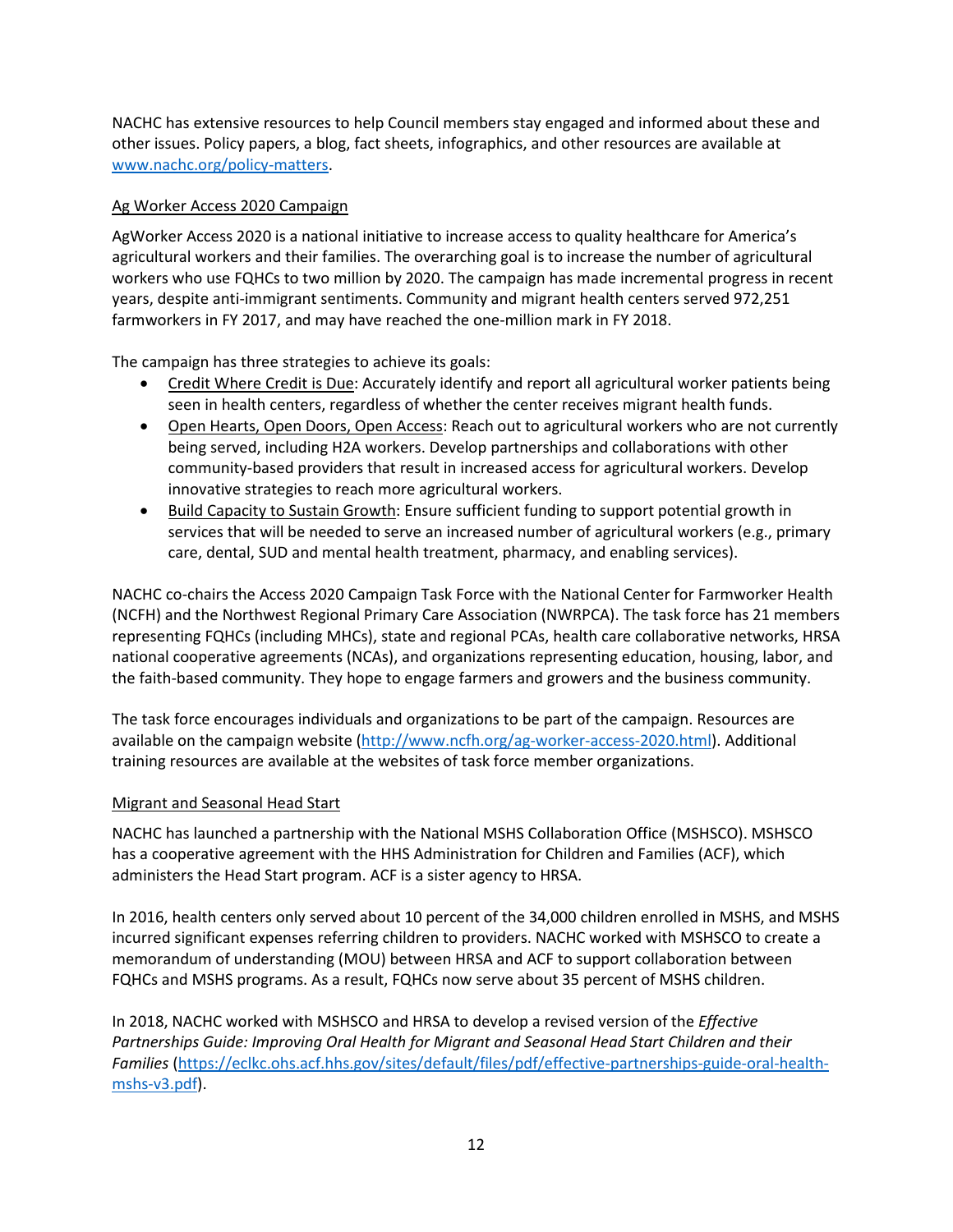NACHC has extensive resources to help Council members stay engaged and informed about these and other issues. Policy papers, a blog, fact sheets, infographics, and other resources are available at [www.nachc.org/policy-matters](www.nachc.org/policy-matters).

### Ag Worker Access 2020 Campaign

AgWorker Access 2020 is a national initiative to increase access to quality healthcare for America's agricultural workers and their families. The overarching goal is to increase the number of agricultural workers who use FQHCs to two million by 2020. The campaign has made incremental progress in recent years, despite anti-immigrant sentiments. Community and migrant health centers served 972,251 farmworkers in FY 2017, and may have reached the one-million mark in FY 2018.

The campaign has three strategies to achieve its goals:

- Credit Where Credit is Due: Accurately identify and report all agricultural worker patients being seen in health centers, regardless of whether the center receives migrant health funds.
- Open Hearts, Open Doors, Open Access: Reach out to agricultural workers who are not currently being served, including H2A workers. Develop partnerships and collaborations with other community-based providers that result in increased access for agricultural workers. Develop innovative strategies to reach more agricultural workers.
- Build Capacity to Sustain Growth: Ensure sufficient funding to support potential growth in services that will be needed to serve an increased number of agricultural workers (e.g., primary care, dental, SUD and mental health treatment, pharmacy, and enabling services).

NACHC co-chairs the Access 2020 Campaign Task Force with the National Center for Farmworker Health (NCFH) and the Northwest Regional Primary Care Association (NWRPCA). The task force has 21 members representing FQHCs (including MHCs), state and regional PCAs, health care collaborative networks, HRSA national cooperative agreements (NCAs), and organizations representing education, housing, labor, and the faith-based community. They hope to engage farmers and growers and the business community.

The task force encourages individuals and organizations to be part of the campaign. Resources are available on the campaign website ([http://www.ncfh.org/ag-worker-access-2020.html](http://www.ncfh.org/ag-worker-access-2020.html)). Additional training resources are available at the websites of task force member organizations.

### Migrant and Seasonal Head Start

NACHC has launched a partnership with the National MSHS Collaboration Office (MSHSCO). MSHSCO has a cooperative agreement with the HHS Administration for Children and Families (ACF), which administers the Head Start program. ACF is a sister agency to HRSA.

In 2016, health centers only served about 10 percent of the 34,000 children enrolled in MSHS, and MSHS incurred significant expenses referring children to providers. NACHC worked with MSHSCO to create a memorandum of understanding (MOU) between HRSA and ACF to support collaboration between FQHCs and MSHS programs. As a result, FQHCs now serve about 35 percent of MSHS children.

In 2018, NACHC worked with MSHSCO and HRSA to develop a revised version of the *Effective Partnerships Guide: Improving Oral Health for Migrant and Seasonal Head Start Children and their Families* ([https://eclkc.ohs.acf.hhs.gov/sites/default/files/pdf/effective-partnerships-guide-oral-health-mshs-v3.pdf](https://eclkc.ohs.acf.hhs.gov/sites/default/files/pdf/effective-partnerships-guide-oral-health-mshs-v3.pdf)).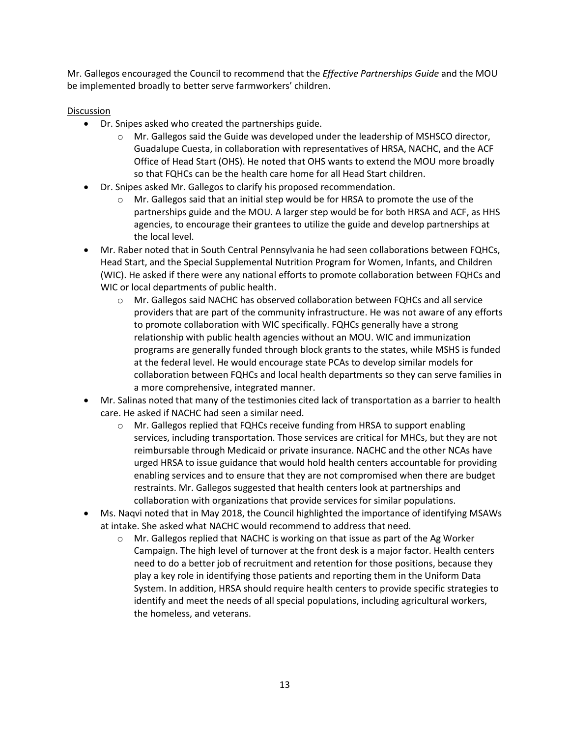Mr. Gallegos encouraged the Council to recommend that the *Effective Partnerships Guide* and the MOU be implemented broadly to better serve farmworkers' children.

Discussion

- Dr. Snipes asked who created the partnerships guide.
  - Mr. Gallegos said the Guide was developed under the leadership of MSHSCO director, Guadalupe Cuesta, in collaboration with representatives of HRSA, NACHC, and the ACF Office of Head Start (OHS). He noted that OHS wants to extend the MOU more broadly so that FQHCs can be the health care home for all Head Start children.
- Dr. Snipes asked Mr. Gallegos to clarify his proposed recommendation.
  - Mr. Gallegos said that an initial step would be for HRSA to promote the use of the partnerships guide and the MOU. A larger step would be for both HRSA and ACF, as HHS agencies, to encourage their grantees to utilize the guide and develop partnerships at the local level.
- Mr. Raber noted that in South Central Pennsylvania he had seen collaborations between FQHCs, Head Start, and the Special Supplemental Nutrition Program for Women, Infants, and Children (WIC). He asked if there were any national efforts to promote collaboration between FQHCs and WIC or local departments of public health.
  - Mr. Gallegos said NACHC has observed collaboration between FQHCs and all service providers that are part of the community infrastructure. He was not aware of any efforts to promote collaboration with WIC specifically. FQHCs generally have a strong relationship with public health agencies without an MOU. WIC and immunization programs are generally funded through block grants to the states, while MSHS is funded at the federal level. He would encourage state PCAs to develop similar models for collaboration between FQHCs and local health departments so they can serve families in a more comprehensive, integrated manner.
- Mr. Salinas noted that many of the testimonies cited lack of transportation as a barrier to health care. He asked if NACHC had seen a similar need.
  - Mr. Gallegos replied that FQHCs receive funding from HRSA to support enabling services, including transportation. Those services are critical for MHCs, but they are not reimbursable through Medicaid or private insurance. NACHC and the other NCAs have urged HRSA to issue guidance that would hold health centers accountable for providing enabling services and to ensure that they are not compromised when there are budget restraints. Mr. Gallegos suggested that health centers look at partnerships and collaboration with organizations that provide services for similar populations.
- Ms. Naqvi noted that in May 2018, the Council highlighted the importance of identifying MSAWs at intake. She asked what NACHC would recommend to address that need.
  - Mr. Gallegos replied that NACHC is working on that issue as part of the Ag Worker Campaign. The high level of turnover at the front desk is a major factor. Health centers need to do a better job of recruitment and retention for those positions, because they play a key role in identifying those patients and reporting them in the Uniform Data System. In addition, HRSA should require health centers to provide specific strategies to identify and meet the needs of all special populations, including agricultural workers, the homeless, and veterans.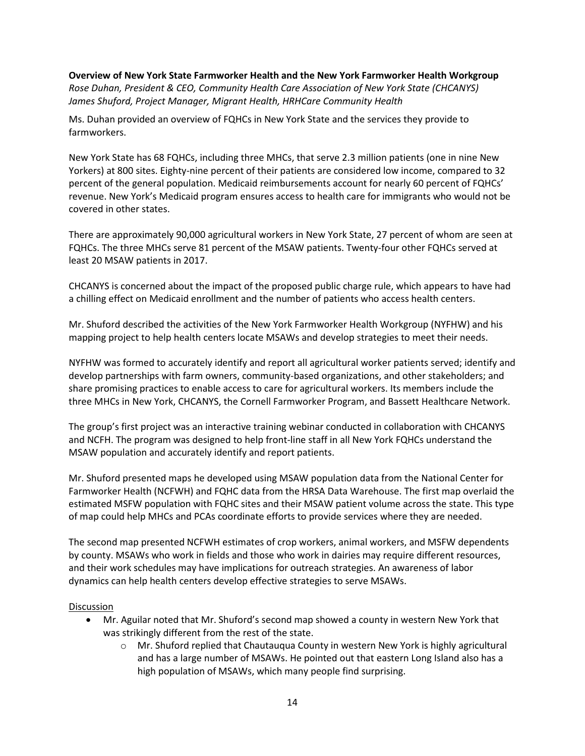**Overview of New York State Farmworker Health and the New York Farmworker Health Workgroup**
*Rose Duhan, President & CEO, Community Health Care Association of New York State (CHCANYS)*
*James Shuford, Project Manager, Migrant Health, HRHCare Community Health*

Ms. Duhan provided an overview of FQHCs in New York State and the services they provide to farmworkers.

New York State has 68 FQHCs, including three MHCs, that serve 2.3 million patients (one in nine New Yorkers) at 800 sites. Eighty-nine percent of their patients are considered low income, compared to 32 percent of the general population. Medicaid reimbursements account for nearly 60 percent of FQHCs' revenue. New York's Medicaid program ensures access to health care for immigrants who would not be covered in other states.

There are approximately 90,000 agricultural workers in New York State, 27 percent of whom are seen at FQHCs. The three MHCs serve 81 percent of the MSAW patients. Twenty-four other FQHCs served at least 20 MSAW patients in 2017.

CHCANYS is concerned about the impact of the proposed public charge rule, which appears to have had a chilling effect on Medicaid enrollment and the number of patients who access health centers.

Mr. Shuford described the activities of the New York Farmworker Health Workgroup (NYFHW) and his mapping project to help health centers locate MSAWs and develop strategies to meet their needs.

NYFHW was formed to accurately identify and report all agricultural worker patients served; identify and develop partnerships with farm owners, community-based organizations, and other stakeholders; and share promising practices to enable access to care for agricultural workers. Its members include the three MHCs in New York, CHCANYS, the Cornell Farmworker Program, and Bassett Healthcare Network.

The group's first project was an interactive training webinar conducted in collaboration with CHCANYS and NCFH. The program was designed to help front-line staff in all New York FQHCs understand the MSAW population and accurately identify and report patients.

Mr. Shuford presented maps he developed using MSAW population data from the National Center for Farmworker Health (NCFWH) and FQHC data from the HRSA Data Warehouse. The first map overlaid the estimated MSFW population with FQHC sites and their MSAW patient volume across the state. This type of map could help MHCs and PCAs coordinate efforts to provide services where they are needed.

The second map presented NCFWH estimates of crop workers, animal workers, and MSFW dependents by county. MSAWs who work in fields and those who work in dairies may require different resources, and their work schedules may have implications for outreach strategies. An awareness of labor dynamics can help health centers develop effective strategies to serve MSAWs.

Discussion

- Mr. Aguilar noted that Mr. Shuford's second map showed a county in western New York that was strikingly different from the rest of the state.
    - Mr. Shuford replied that Chautauqua County in western New York is highly agricultural and has a large number of MSAWs. He pointed out that eastern Long Island also has a high population of MSAWs, which many people find surprising.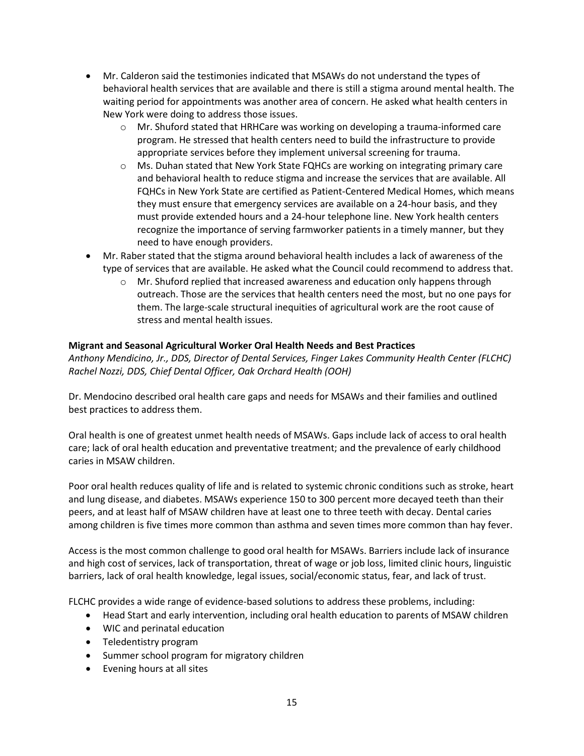- Mr. Calderon said the testimonies indicated that MSAWs do not understand the types of behavioral health services that are available and there is still a stigma around mental health. The waiting period for appointments was another area of concern. He asked what health centers in New York were doing to address those issues.
  - Mr. Shuford stated that HRHCare was working on developing a trauma-informed care program. He stressed that health centers need to build the infrastructure to provide appropriate services before they implement universal screening for trauma.
  - Ms. Duhan stated that New York State FQHCs are working on integrating primary care and behavioral health to reduce stigma and increase the services that are available. All FQHCs in New York State are certified as Patient-Centered Medical Homes, which means they must ensure that emergency services are available on a 24-hour basis, and they must provide extended hours and a 24-hour telephone line. New York health centers recognize the importance of serving farmworker patients in a timely manner, but they need to have enough providers.
- Mr. Raber stated that the stigma around behavioral health includes a lack of awareness of the type of services that are available. He asked what the Council could recommend to address that.
  - Mr. Shuford replied that increased awareness and education only happens through outreach. Those are the services that health centers need the most, but no one pays for them. The large-scale structural inequities of agricultural work are the root cause of stress and mental health issues.

**Migrant and Seasonal Agricultural Worker Oral Health Needs and Best Practices**
*Anthony Mendicino, Jr., DDS, Director of Dental Services, Finger Lakes Community Health Center (FLCHC)*
*Rachel Nozzi, DDS, Chief Dental Officer, Oak Orchard Health (OOH)*

Dr. Mendocino described oral health care gaps and needs for MSAWs and their families and outlined best practices to address them.

Oral health is one of greatest unmet health needs of MSAWs. Gaps include lack of access to oral health care; lack of oral health education and preventative treatment; and the prevalence of early childhood caries in MSAW children.

Poor oral health reduces quality of life and is related to systemic chronic conditions such as stroke, heart and lung disease, and diabetes. MSAWs experience 150 to 300 percent more decayed teeth than their peers, and at least half of MSAW children have at least one to three teeth with decay. Dental caries among children is five times more common than asthma and seven times more common than hay fever.

Access is the most common challenge to good oral health for MSAWs. Barriers include lack of insurance and high cost of services, lack of transportation, threat of wage or job loss, limited clinic hours, linguistic barriers, lack of oral health knowledge, legal issues, social/economic status, fear, and lack of trust.

FLCHC provides a wide range of evidence-based solutions to address these problems, including:

- Head Start and early intervention, including oral health education to parents of MSAW children
- WIC and perinatal education
- Teledentistry program
- Summer school program for migratory children
- Evening hours at all sites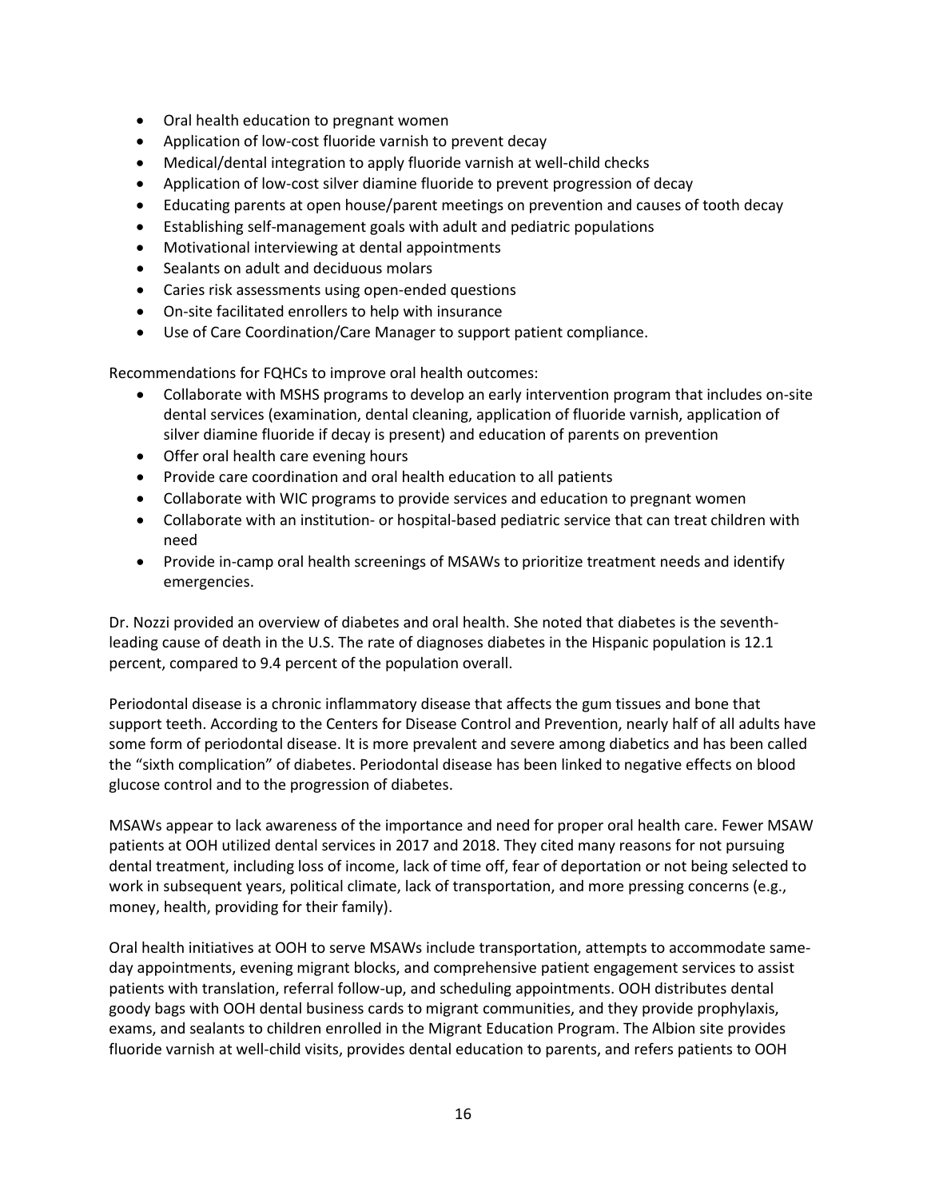- Oral health education to pregnant women
- Application of low-cost fluoride varnish to prevent decay
- Medical/dental integration to apply fluoride varnish at well-child checks
- Application of low-cost silver diamine fluoride to prevent progression of decay
- Educating parents at open house/parent meetings on prevention and causes of tooth decay
- Establishing self-management goals with adult and pediatric populations
- Motivational interviewing at dental appointments
- Sealants on adult and deciduous molars
- Caries risk assessments using open-ended questions
- On-site facilitated enrollers to help with insurance
- Use of Care Coordination/Care Manager to support patient compliance.

Recommendations for FQHCs to improve oral health outcomes:

- Collaborate with MSHS programs to develop an early intervention program that includes on-site dental services (examination, dental cleaning, application of fluoride varnish, application of silver diamine fluoride if decay is present) and education of parents on prevention
- Offer oral health care evening hours
- Provide care coordination and oral health education to all patients
- Collaborate with WIC programs to provide services and education to pregnant women
- Collaborate with an institution- or hospital-based pediatric service that can treat children with need
- Provide in-camp oral health screenings of MSAWs to prioritize treatment needs and identify emergencies.

Dr. Nozzi provided an overview of diabetes and oral health. She noted that diabetes is the seventh-leading cause of death in the U.S. The rate of diagnoses diabetes in the Hispanic population is 12.1 percent, compared to 9.4 percent of the population overall.

Periodontal disease is a chronic inflammatory disease that affects the gum tissues and bone that support teeth. According to the Centers for Disease Control and Prevention, nearly half of all adults have some form of periodontal disease. It is more prevalent and severe among diabetics and has been called the "sixth complication" of diabetes. Periodontal disease has been linked to negative effects on blood glucose control and to the progression of diabetes.

MSAWs appear to lack awareness of the importance and need for proper oral health care. Fewer MSAW patients at OOH utilized dental services in 2017 and 2018. They cited many reasons for not pursuing dental treatment, including loss of income, lack of time off, fear of deportation or not being selected to work in subsequent years, political climate, lack of transportation, and more pressing concerns (e.g., money, health, providing for their family).

Oral health initiatives at OOH to serve MSAWs include transportation, attempts to accommodate same-day appointments, evening migrant blocks, and comprehensive patient engagement services to assist patients with translation, referral follow-up, and scheduling appointments. OOH distributes dental goody bags with OOH dental business cards to migrant communities, and they provide prophylaxis, exams, and sealants to children enrolled in the Migrant Education Program. The Albion site provides fluoride varnish at well-child visits, provides dental education to parents, and refers patients to OOH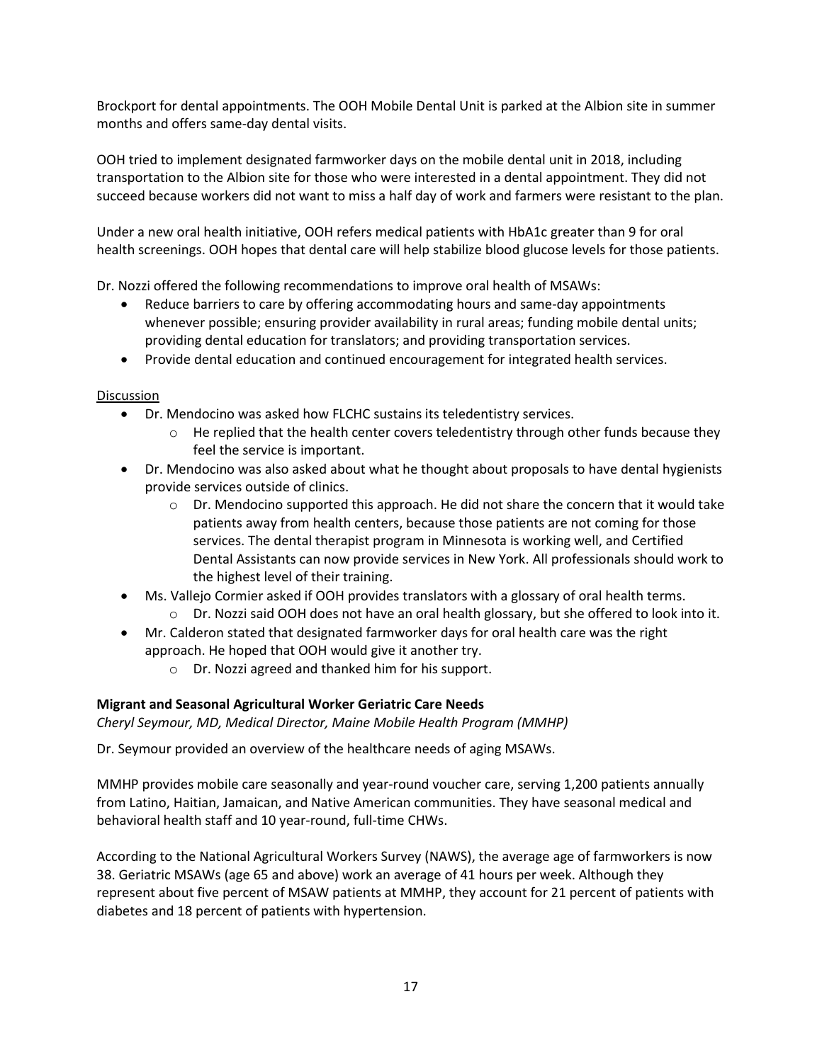Brockport for dental appointments. The OOH Mobile Dental Unit is parked at the Albion site in summer months and offers same-day dental visits.

OOH tried to implement designated farmworker days on the mobile dental unit in 2018, including transportation to the Albion site for those who were interested in a dental appointment. They did not succeed because workers did not want to miss a half day of work and farmers were resistant to the plan.

Under a new oral health initiative, OOH refers medical patients with HbA1c greater than 9 for oral health screenings. OOH hopes that dental care will help stabilize blood glucose levels for those patients.

Dr. Nozzi offered the following recommendations to improve oral health of MSAWs:

- Reduce barriers to care by offering accommodating hours and same-day appointments whenever possible; ensuring provider availability in rural areas; funding mobile dental units; providing dental education for translators; and providing transportation services.
- Provide dental education and continued encouragement for integrated health services.

Discussion

- Dr. Mendocino was asked how FLCHC sustains its teledentistry services.
  - He replied that the health center covers teledentistry through other funds because they feel the service is important.
- Dr. Mendocino was also asked about what he thought about proposals to have dental hygienists provide services outside of clinics.
  - Dr. Mendocino supported this approach. He did not share the concern that it would take patients away from health centers, because those patients are not coming for those services. The dental therapist program in Minnesota is working well, and Certified Dental Assistants can now provide services in New York. All professionals should work to the highest level of their training.
- Ms. Vallejo Cormier asked if OOH provides translators with a glossary of oral health terms.
  - Dr. Nozzi said OOH does not have an oral health glossary, but she offered to look into it.
- Mr. Calderon stated that designated farmworker days for oral health care was the right approach. He hoped that OOH would give it another try.
  - Dr. Nozzi agreed and thanked him for his support.

**Migrant and Seasonal Agricultural Worker Geriatric Care Needs**

*Cheryl Seymour, MD, Medical Director, Maine Mobile Health Program (MMHP)*

Dr. Seymour provided an overview of the healthcare needs of aging MSAWs.

MMHP provides mobile care seasonally and year-round voucher care, serving 1,200 patients annually from Latino, Haitian, Jamaican, and Native American communities. They have seasonal medical and behavioral health staff and 10 year-round, full-time CHWs.

According to the National Agricultural Workers Survey (NAWS), the average age of farmworkers is now 38. Geriatric MSAWs (age 65 and above) work an average of 41 hours per week. Although they represent about five percent of MSAW patients at MMHP, they account for 21 percent of patients with diabetes and 18 percent of patients with hypertension.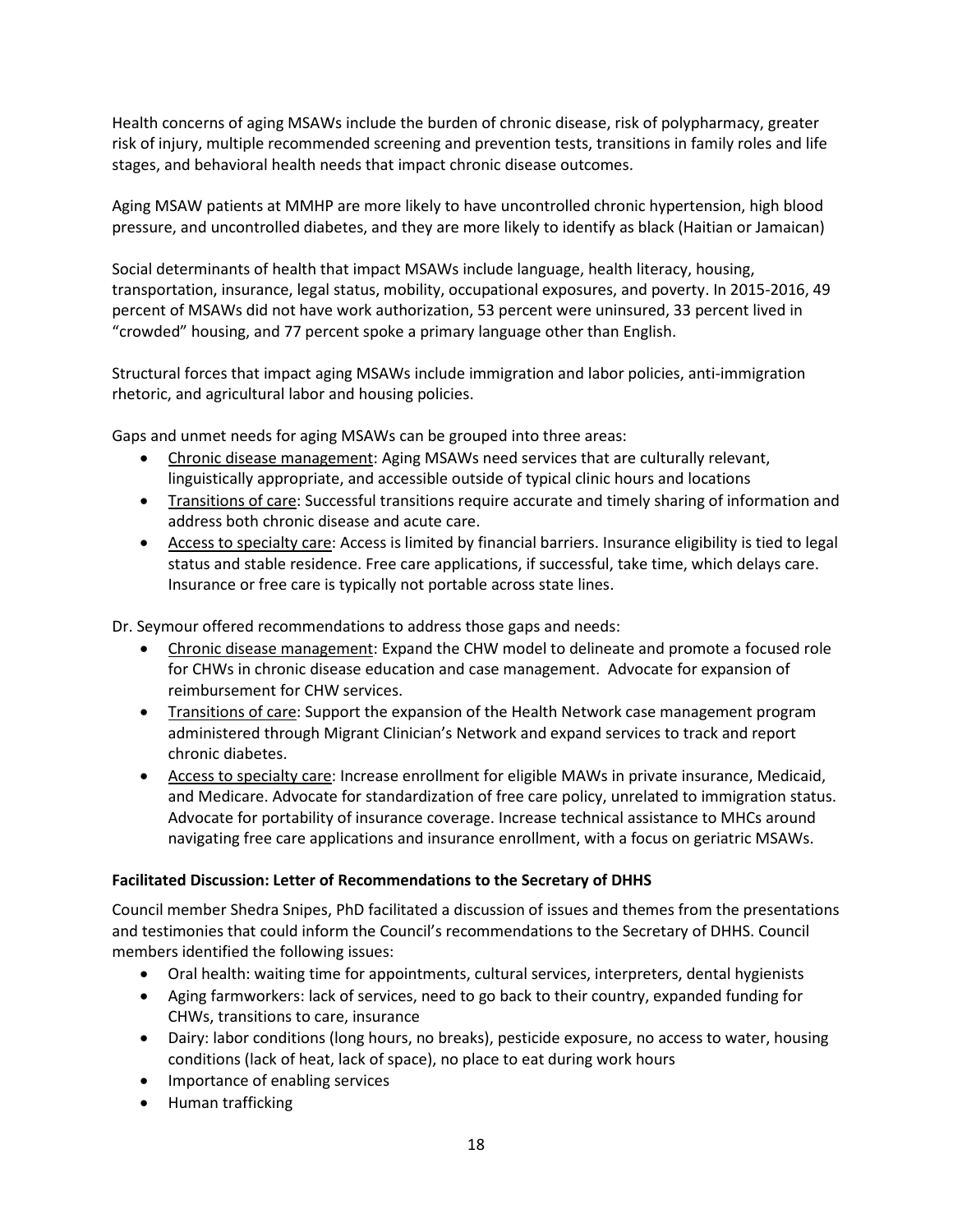Health concerns of aging MSAWs include the burden of chronic disease, risk of polypharmacy, greater risk of injury, multiple recommended screening and prevention tests, transitions in family roles and life stages, and behavioral health needs that impact chronic disease outcomes.

Aging MSAW patients at MMHP are more likely to have uncontrolled chronic hypertension, high blood pressure, and uncontrolled diabetes, and they are more likely to identify as black (Haitian or Jamaican)

Social determinants of health that impact MSAWs include language, health literacy, housing, transportation, insurance, legal status, mobility, occupational exposures, and poverty. In 2015-2016, 49 percent of MSAWs did not have work authorization, 53 percent were uninsured, 33 percent lived in "crowded" housing, and 77 percent spoke a primary language other than English.

Structural forces that impact aging MSAWs include immigration and labor policies, anti-immigration rhetoric, and agricultural labor and housing policies.

Gaps and unmet needs for aging MSAWs can be grouped into three areas:

- Chronic disease management: Aging MSAWs need services that are culturally relevant, linguistically appropriate, and accessible outside of typical clinic hours and locations
- Transitions of care: Successful transitions require accurate and timely sharing of information and address both chronic disease and acute care.
- Access to specialty care: Access is limited by financial barriers. Insurance eligibility is tied to legal status and stable residence. Free care applications, if successful, take time, which delays care. Insurance or free care is typically not portable across state lines.

Dr. Seymour offered recommendations to address those gaps and needs:

- Chronic disease management: Expand the CHW model to delineate and promote a focused role for CHWs in chronic disease education and case management. Advocate for expansion of reimbursement for CHW services.
- Transitions of care: Support the expansion of the Health Network case management program administered through Migrant Clinician's Network and expand services to track and report chronic diabetes.
- Access to specialty care: Increase enrollment for eligible MAWs in private insurance, Medicaid, and Medicare. Advocate for standardization of free care policy, unrelated to immigration status. Advocate for portability of insurance coverage. Increase technical assistance to MHCs around navigating free care applications and insurance enrollment, with a focus on geriatric MSAWs.

**Facilitated Discussion: Letter of Recommendations to the Secretary of DHHS**

Council member Shedra Snipes, PhD facilitated a discussion of issues and themes from the presentations and testimonies that could inform the Council's recommendations to the Secretary of DHHS. Council members identified the following issues:

- Oral health: waiting time for appointments, cultural services, interpreters, dental hygienists
- Aging farmworkers: lack of services, need to go back to their country, expanded funding for CHWs, transitions to care, insurance
- Dairy: labor conditions (long hours, no breaks), pesticide exposure, no access to water, housing conditions (lack of heat, lack of space), no place to eat during work hours
- Importance of enabling services
- Human trafficking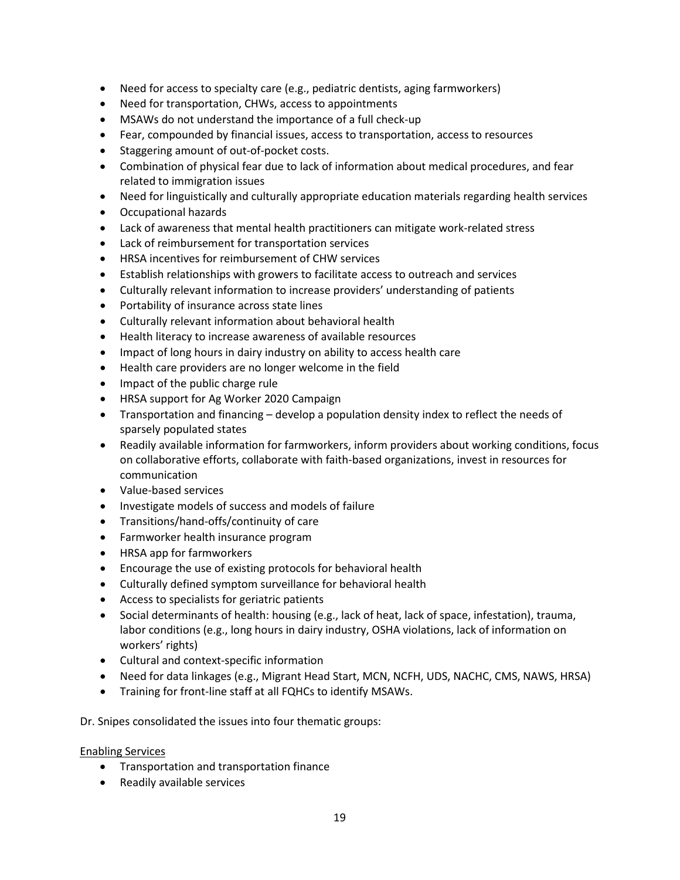- Need for access to specialty care (e.g., pediatric dentists, aging farmworkers)
- Need for transportation, CHWs, access to appointments
- MSAWs do not understand the importance of a full check-up
- Fear, compounded by financial issues, access to transportation, access to resources
- Staggering amount of out-of-pocket costs.
- Combination of physical fear due to lack of information about medical procedures, and fear related to immigration issues
- Need for linguistically and culturally appropriate education materials regarding health services
- Occupational hazards
- Lack of awareness that mental health practitioners can mitigate work-related stress
- Lack of reimbursement for transportation services
- HRSA incentives for reimbursement of CHW services
- Establish relationships with growers to facilitate access to outreach and services
- Culturally relevant information to increase providers' understanding of patients
- Portability of insurance across state lines
- Culturally relevant information about behavioral health
- Health literacy to increase awareness of available resources
- Impact of long hours in dairy industry on ability to access health care
- Health care providers are no longer welcome in the field
- Impact of the public charge rule
- HRSA support for Ag Worker 2020 Campaign
- Transportation and financing – develop a population density index to reflect the needs of sparsely populated states
- Readily available information for farmworkers, inform providers about working conditions, focus on collaborative efforts, collaborate with faith-based organizations, invest in resources for communication
- Value-based services
- Investigate models of success and models of failure
- Transitions/hand-offs/continuity of care
- Farmworker health insurance program
- HRSA app for farmworkers
- Encourage the use of existing protocols for behavioral health
- Culturally defined symptom surveillance for behavioral health
- Access to specialists for geriatric patients
- Social determinants of health: housing (e.g., lack of heat, lack of space, infestation), trauma, labor conditions (e.g., long hours in dairy industry, OSHA violations, lack of information on workers' rights)
- Cultural and context-specific information
- Need for data linkages (e.g., Migrant Head Start, MCN, NCFH, UDS, NACHC, CMS, NAWS, HRSA)
- Training for front-line staff at all FQHCs to identify MSAWs.

Dr. Snipes consolidated the issues into four thematic groups:

Enabling Services

- Transportation and transportation finance
- Readily available services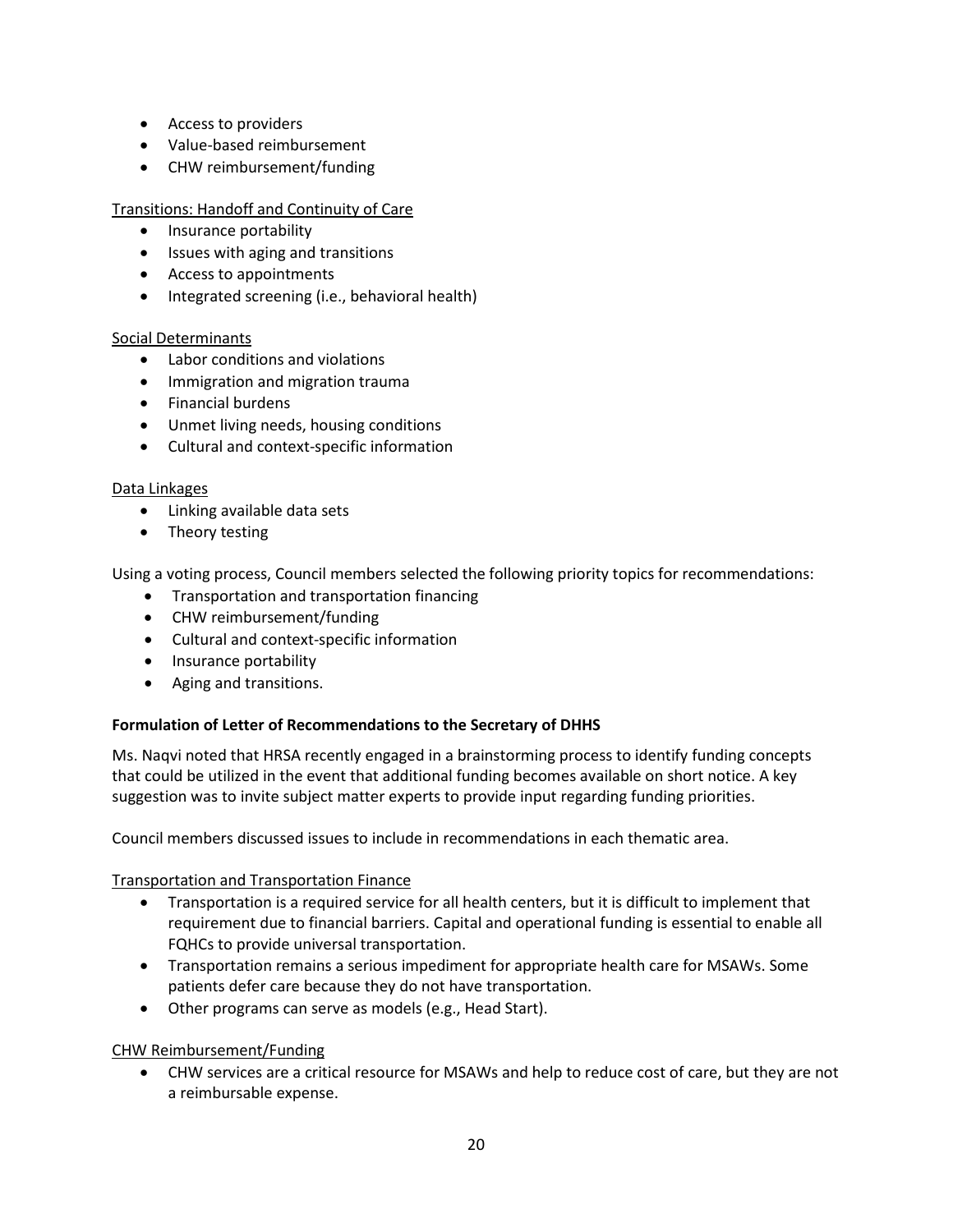- Access to providers
- Value-based reimbursement
- CHW reimbursement/funding

Transitions: Handoff and Continuity of Care

- Insurance portability
- Issues with aging and transitions
- Access to appointments
- Integrated screening (i.e., behavioral health)

Social Determinants

- Labor conditions and violations
- Immigration and migration trauma
- Financial burdens
- Unmet living needs, housing conditions
- Cultural and context-specific information

Data Linkages

- Linking available data sets
- Theory testing

Using a voting process, Council members selected the following priority topics for recommendations:

- Transportation and transportation financing
- CHW reimbursement/funding
- Cultural and context-specific information
- Insurance portability
- Aging and transitions.

**Formulation of Letter of Recommendations to the Secretary of DHHS**

Ms. Naqvi noted that HRSA recently engaged in a brainstorming process to identify funding concepts that could be utilized in the event that additional funding becomes available on short notice. A key suggestion was to invite subject matter experts to provide input regarding funding priorities.

Council members discussed issues to include in recommendations in each thematic area.

Transportation and Transportation Finance

- Transportation is a required service for all health centers, but it is difficult to implement that requirement due to financial barriers. Capital and operational funding is essential to enable all FQHCs to provide universal transportation.
- Transportation remains a serious impediment for appropriate health care for MSAWs. Some patients defer care because they do not have transportation.
- Other programs can serve as models (e.g., Head Start).

CHW Reimbursement/Funding

- CHW services are a critical resource for MSAWs and help to reduce cost of care, but they are not a reimbursable expense.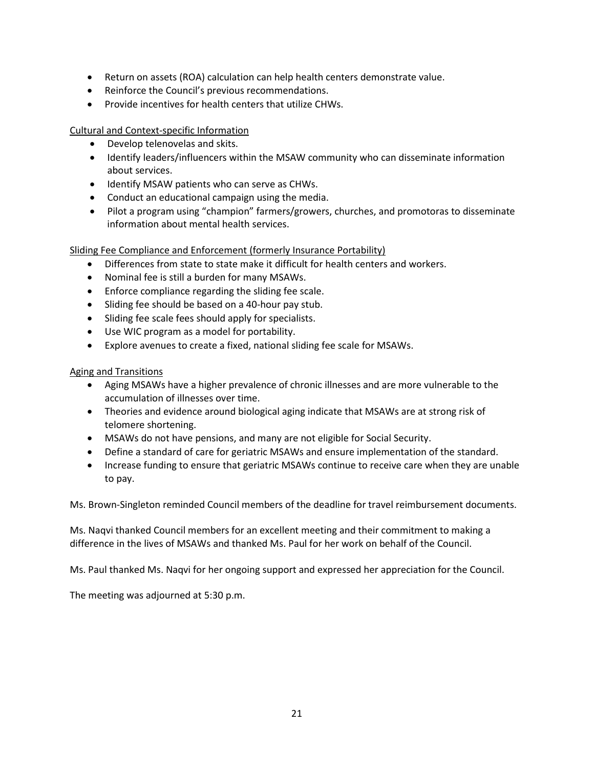- Return on assets (ROA) calculation can help health centers demonstrate value.
- Reinforce the Council's previous recommendations.
- Provide incentives for health centers that utilize CHWs.

Cultural and Context-specific Information

- Develop telenovelas and skits.
- Identify leaders/influencers within the MSAW community who can disseminate information about services.
- Identify MSAW patients who can serve as CHWs.
- Conduct an educational campaign using the media.
- Pilot a program using "champion" farmers/growers, churches, and promotoras to disseminate information about mental health services.

Sliding Fee Compliance and Enforcement (formerly Insurance Portability)

- Differences from state to state make it difficult for health centers and workers.
- Nominal fee is still a burden for many MSAWs.
- Enforce compliance regarding the sliding fee scale.
- Sliding fee should be based on a 40-hour pay stub.
- Sliding fee scale fees should apply for specialists.
- Use WIC program as a model for portability.
- Explore avenues to create a fixed, national sliding fee scale for MSAWs.

Aging and Transitions

- Aging MSAWs have a higher prevalence of chronic illnesses and are more vulnerable to the accumulation of illnesses over time.
- Theories and evidence around biological aging indicate that MSAWs are at strong risk of telomere shortening.
- MSAWs do not have pensions, and many are not eligible for Social Security.
- Define a standard of care for geriatric MSAWs and ensure implementation of the standard.
- Increase funding to ensure that geriatric MSAWs continue to receive care when they are unable to pay.

Ms. Brown-Singleton reminded Council members of the deadline for travel reimbursement documents.

Ms. Naqvi thanked Council members for an excellent meeting and their commitment to making a difference in the lives of MSAWs and thanked Ms. Paul for her work on behalf of the Council.

Ms. Paul thanked Ms. Naqvi for her ongoing support and expressed her appreciation for the Council.

The meeting was adjourned at 5:30 p.m.